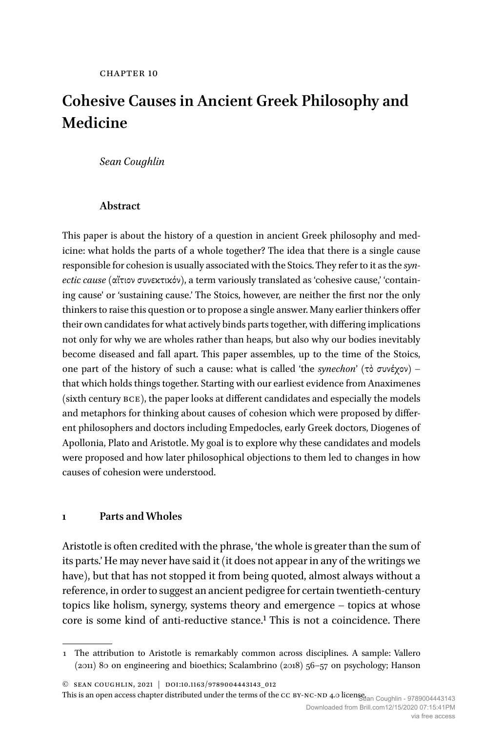CHAPTER 10

# Cohesive Causes in Ancient Greek Philosophy and Medicine

*Sean Coughlin*

### Abstract

This paper is about the history of a question in ancient Greek philosophy and medicine: what holds the parts of a whole together? The idea that there is a single cause responsible for cohesion is usually associated with the Stoics. They refer to it as the *synectic cause* (αἴτιον συνεκτικόν), a term variously translated as 'cohesive cause,' 'containing cause' or 'sustaining cause.' The Stoics, however, are neither the first nor the only thinkers to raise this question or to propose a single answer. Many earlier thinkers offer their own candidates for what actively binds parts together, with differing implications not only for why we are wholes rather than heaps, but also why our bodies inevitably become diseased and fall apart. This paper assembles, up to the time of the Stoics, one part of the history of such a cause: what is called 'the *synechon*' (τὸ συνέχον) – that which holds things together. Starting with our earliest evidence from Anaximenes (sixth century BCE), the paper looks at different candidates and especially the models and metaphors for thinking about causes of cohesion which were proposed by different philosophers and doctors including Empedocles, early Greek doctors, Diogenes of Apollonia, Plato and Aristotle. My goal is to explore why these candidates and models were proposed and how later philosophical objections to them led to changes in how causes of cohesion were understood.

## 1 Parts and Wholes

Aristotle is often credited with the phrase, 'the whole is greater than the sum of its parts.' He may never have said it (it does not appear in any of the writings we have), but that has not stopped it from being quoted, almost always without a reference, in order to suggest an ancient pedigree for certain twentieth-century topics like holism, synergy, systems theory and emergence – topics at whose core is some kind of anti-reductive stance.[1] This is not a coincidence. There

1 The attribution to Aristotle is remarkably common across disciplines. A sample: Vallero (2011) 80 on engineering and bioethics; Scalambrino (2018) 56–57 on psychology; Hanson

© SEAN COUGHLIN, 2021 | DOI:10.1163/9789004443143_012

This is an open access chapter distributed under the terms of the CC BY-NC-ND 4.0 license.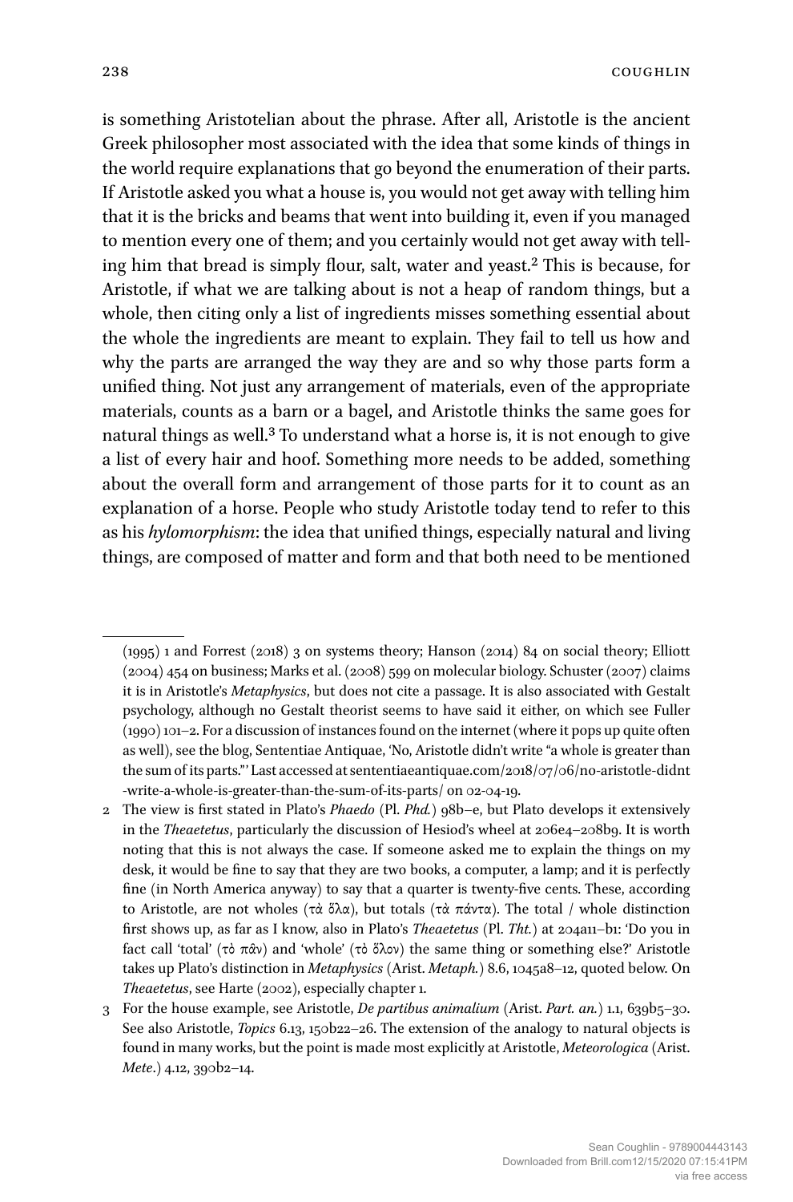is something Aristotelian about the phrase. After all, Aristotle is the ancient Greek philosopher most associated with the idea that some kinds of things in the world require explanations that go beyond the enumeration of their parts. If Aristotle asked you what a house is, you would not get away with telling him that it is the bricks and beams that went into building it, even if you managed to mention every one of them; and you certainly would not get away with telling him that bread is simply flour, salt, water and yeast.[2] This is because, for Aristotle, if what we are talking about is not a heap of random things, but a whole, then citing only a list of ingredients misses something essential about the whole the ingredients are meant to explain. They fail to tell us how and why the parts are arranged the way they are and so why those parts form a unified thing. Not just any arrangement of materials, even of the appropriate materials, counts as a barn or a bagel, and Aristotle thinks the same goes for natural things as well.[3] To understand what a horse is, it is not enough to give a list of every hair and hoof. Something more needs to be added, something about the overall form and arrangement of those parts for it to count as an explanation of a horse. People who study Aristotle today tend to refer to this as his *hylomorphism*: the idea that unified things, especially natural and living things, are composed of matter and form and that both need to be mentioned

---

(1995) 1 and Forrest (2018) 3 on systems theory; Hanson (2014) 84 on social theory; Elliott (2004) 454 on business; Marks et al. (2008) 599 on molecular biology. Schuster (2007) claims it is in Aristotle's *Metaphysics*, but does not cite a passage. It is also associated with Gestalt psychology, although no Gestalt theorist seems to have said it either, on which see Fuller (1990) 101–2. For a discussion of instances found on the internet (where it pops up quite often as well), see the blog, Sententiae Antiquae, 'No, Aristotle didn't write "a whole is greater than the sum of its parts."' Last accessed at sententiaeantiquae.com/2018/07/06/no-aristotle-didnt-write-a-whole-is-greater-than-the-sum-of-its-parts/ on 02-04-19.

2 The view is first stated in Plato's *Phaedo* (Pl. *Phd.*) 98b–e, but Plato develops it extensively in the *Theaetetus*, particularly the discussion of Hesiod's wheel at 206e4–208b9. It is worth noting that this is not always the case. If someone asked me to explain the things on my desk, it would be fine to say that they are two books, a computer, a lamp; and it is perfectly fine (in North America anyway) to say that a quarter is twenty-five cents. These, according to Aristotle, are not wholes (τὰ ὅλα), but totals (τὰ πάντα). The total / whole distinction first shows up, as far as I know, also in Plato's *Theaetetus* (Pl. *Tht.*) at 204a11–b1: 'Do you in fact call 'total' (τὸ πᾶν) and 'whole' (τὸ ὅλον) the same thing or something else?' Aristotle takes up Plato's distinction in *Metaphysics* (Arist. *Metaph.*) 8.6, 1045a8–12, quoted below. On *Theaetetus*, see Harte (2002), especially chapter 1.

3 For the house example, see Aristotle, *De partibus animalium* (Arist. *Part. an.*) 1.1, 639b5–30. See also Aristotle, *Topics* 6.13, 150b22–26. The extension of the analogy to natural objects is found in many works, but the point is made most explicitly at Aristotle, *Meteorologica* (Arist. *Mete.*) 4.12, 390b2–14.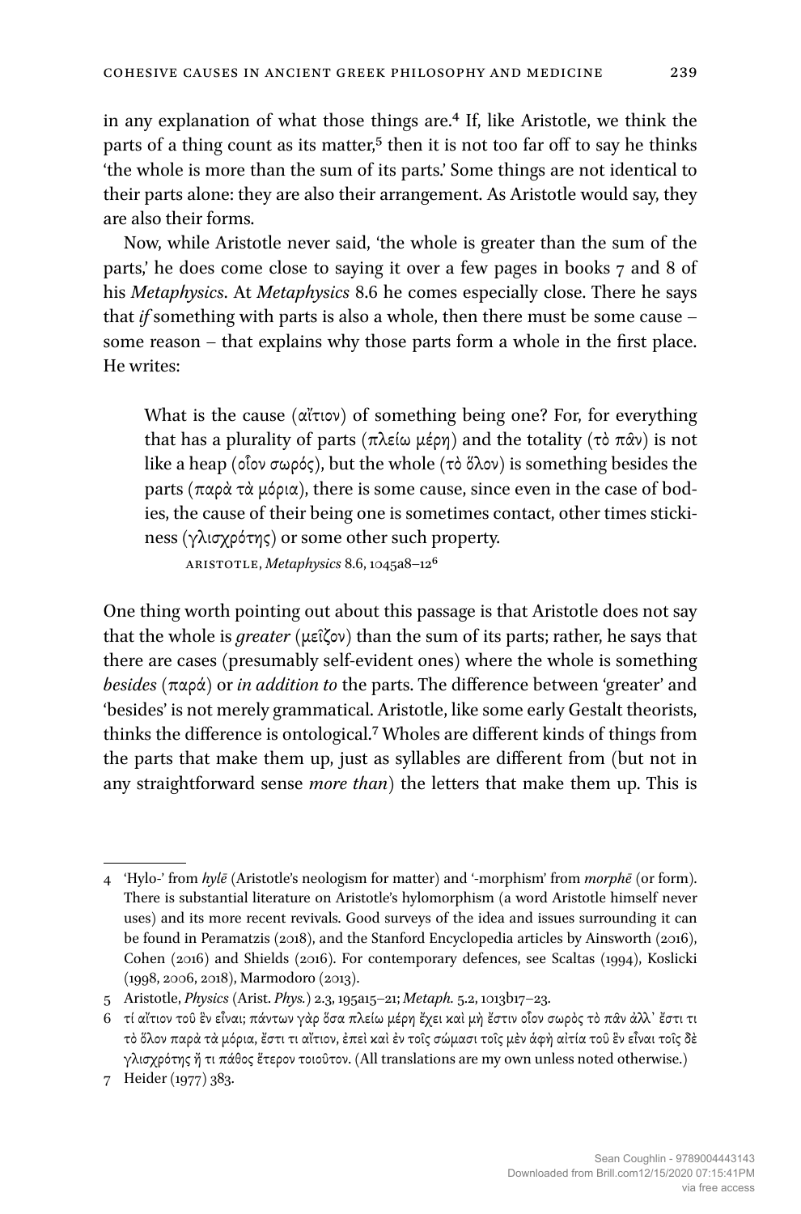in any explanation of what those things are.[4] If, like Aristotle, we think the parts of a thing count as its matter,[5] then it is not too far off to say he thinks 'the whole is more than the sum of its parts.' Some things are not identical to their parts alone: they are also their arrangement. As Aristotle would say, they are also their forms.

Now, while Aristotle never said, 'the whole is greater than the sum of the parts,' he does come close to saying it over a few pages in books 7 and 8 of his *Metaphysics*. At *Metaphysics* 8.6 he comes especially close. There he says that *if* something with parts is also a whole, then there must be some cause – some reason – that explains why those parts form a whole in the first place. He writes:

> What is the cause (αἴτιον) of something being one? For, for everything that has a plurality of parts (πλείω μέρη) and the totality (τὸ πᾶν) is not like a heap (οἷον σωρός), but the whole (τὸ ὅλον) is something besides the parts (παρὰ τὰ μόρια), there is some cause, since even in the case of bodies, the cause of their being one is sometimes contact, other times stickiness (γλισχρότης) or some other such property.
>
> ARISTOTLE, *Metaphysics* 8.6, 1045a8–12[6]

One thing worth pointing out about this passage is that Aristotle does not say that the whole is *greater* (μεῖζον) than the sum of its parts; rather, he says that there are cases (presumably self-evident ones) where the whole is something *besides* (παρά) or *in addition to* the parts. The difference between 'greater' and 'besides' is not merely grammatical. Aristotle, like some early Gestalt theorists, thinks the difference is ontological.[7] Wholes are different kinds of things from the parts that make them up, just as syllables are different from (but not in any straightforward sense *more than*) the letters that make them up. This is

---

4 'Hylo-' from *hylē* (Aristotle's neologism for matter) and '-morphism' from *morphē* (or form). There is substantial literature on Aristotle's hylomorphism (a word Aristotle himself never uses) and its more recent revivals. Good surveys of the idea and issues surrounding it can be found in Peramatzis (2018), and the Stanford Encyclopedia articles by Ainsworth (2016), Cohen (2016) and Shields (2016). For contemporary defences, see Scaltas (1994), Koslicki (1998, 2006, 2018), Marmodoro (2013).

5 Aristotle, *Physics* (Arist. *Phys.*) 2.3, 195a15–21; *Metaph.* 5.2, 1013b17–23.

6 τί αἴτιον τοῦ ἓν εἶναι; πάντων γὰρ ὅσα πλείω μέρη ἔχει καὶ μὴ ἔστιν οἷον σωρὸς τὸ πᾶν ἀλλ᾽ ἔστι τι τὸ ὅλον παρὰ τὰ μόρια, ἔστι τι αἴτιον, ἐπεὶ καὶ ἐν τοῖς σώμασι τοῖς μὲν ἁφὴ αἰτία τοῦ ἓν εἶναι τοῖς δὲ γλισχρότης ἤ τι πάθος ἕτερον τοιοῦτον. (All translations are my own unless noted otherwise.)

7 Heider (1977) 383.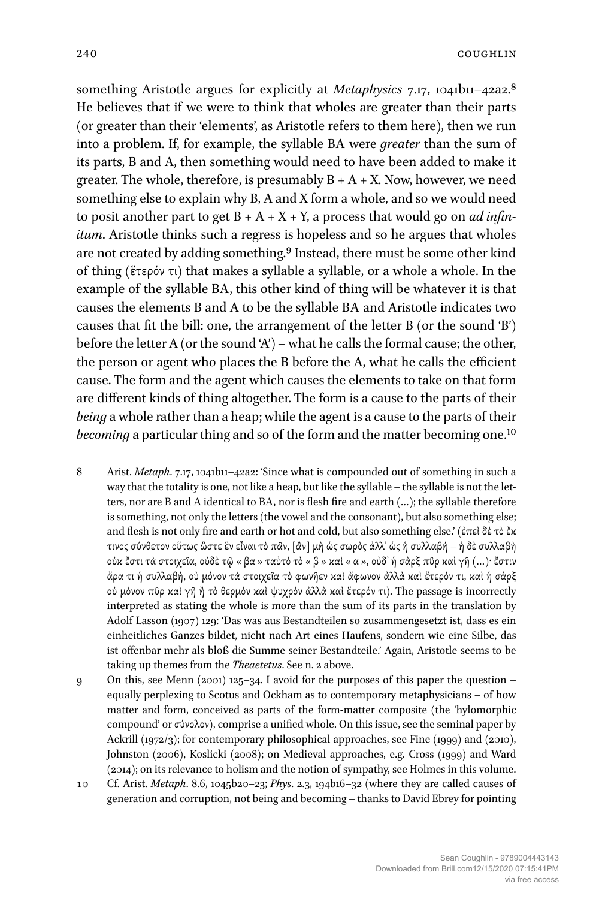something Aristotle argues for explicitly at *Metaphysics* 7.17, 1041b11–42a2.[8] He believes that if we were to think that wholes are greater than their parts (or greater than their 'elements', as Aristotle refers to them here), then we run into a problem. If, for example, the syllable BA were *greater* than the sum of its parts, B and A, then something would need to have been added to make it greater. The whole, therefore, is presumably B + A + X. Now, however, we need something else to explain why B, A and X form a whole, and so we would need to posit another part to get B + A + X + Y, a process that would go on *ad infinitum*. Aristotle thinks such a regress is hopeless and so he argues that wholes are not created by adding something.[9] Instead, there must be some other kind of thing (ἕτερόν τι) that makes a syllable a syllable, or a whole a whole. In the example of the syllable BA, this other kind of thing will be whatever it is that causes the elements B and A to be the syllable BA and Aristotle indicates two causes that fit the bill: one, the arrangement of the letter B (or the sound 'B') before the letter A (or the sound 'A') – what he calls the formal cause; the other, the person or agent who places the B before the A, what he calls the efficient cause. The form and the agent which causes the elements to take on that form are different kinds of thing altogether. The form is a cause to the parts of their *being* a whole rather than a heap; while the agent is a cause to the parts of their *becoming* a particular thing and so of the form and the matter becoming one.[10]

---

8 Arist. *Metaph*. 7.17, 1041b11–42a2: 'Since what is compounded out of something in such a way that the totality is one, not like a heap, but like the syllable – the syllable is not the letters, nor are B and A identical to BA, nor is flesh fire and earth (…); the syllable therefore is something, not only the letters (the vowel and the consonant), but also something else; and flesh is not only fire and earth or hot and cold, but also something else.' (ἐπεὶ δὲ τὸ ἔκ τινος σύνθετον οὕτως ὥστε ἓν εἶναι τὸ πᾶν, [ἂν] μὴ ὡς σωρὸς ἀλλ᾽ ὡς ἡ συλλαβή – ἡ δὲ συλλαβὴ οὐκ ἔστι τὰ στοιχεῖα, οὐδὲ τῷ « βα » ταὐτὸ τὸ « β » καὶ « α », οὐδ᾽ ἡ σὰρξ πῦρ καὶ γῆ (…)· ἔστιν ἄρα τι ἡ συλλαβή, οὐ μόνον τὰ στοιχεῖα τὸ φωνῆεν καὶ ἄφωνον ἀλλὰ καὶ ἕτερόν τι, καὶ ἡ σὰρξ οὐ μόνον πῦρ καὶ γῆ ἢ τὸ θερμὸν καὶ ψυχρὸν ἀλλὰ καὶ ἕτερόν τι). The passage is incorrectly interpreted as stating the whole is more than the sum of its parts in the translation by Adolf Lasson (1907) 129: 'Das was aus Bestandteilen so zusammengesetzt ist, dass es ein einheitliches Ganzes bildet, nicht nach Art eines Haufens, sondern wie eine Silbe, das ist offenbar mehr als bloß die Summe seiner Bestandteile.' Again, Aristotle seems to be taking up themes from the *Theaetetus*. See n. 2 above.

9 On this, see Menn (2001) 125–34. I avoid for the purposes of this paper the question – equally perplexing to Scotus and Ockham as to contemporary metaphysicians – of how matter and form, conceived as parts of the form-matter composite (the 'hylomorphic compound' or σύνολον), comprise a unified whole. On this issue, see the seminal paper by Ackrill (1972/3); for contemporary philosophical approaches, see Fine (1999) and (2010), Johnston (2006), Koslicki (2008); on Medieval approaches, e.g. Cross (1999) and Ward (2014); on its relevance to holism and the notion of sympathy, see Holmes in this volume.

10 Cf. Arist. *Metaph*. 8.6, 1045b20–23; *Phys*. 2.3, 194b16–32 (where they are called causes of generation and corruption, not being and becoming – thanks to David Ebrey for pointing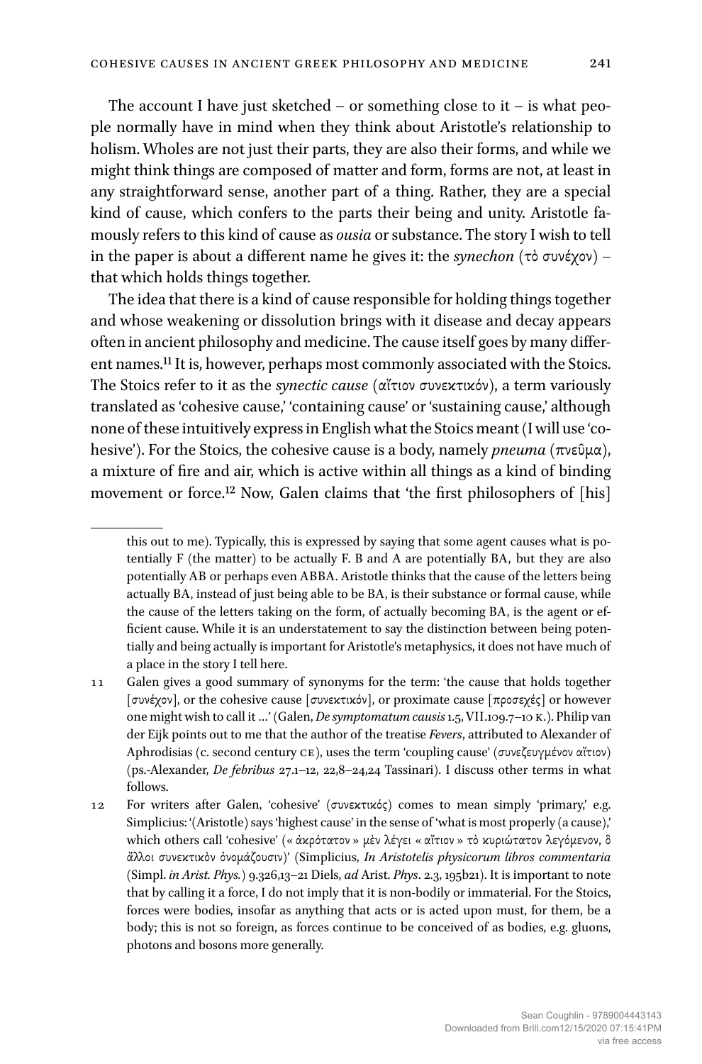The account I have just sketched – or something close to it – is what people normally have in mind when they think about Aristotle's relationship to holism. Wholes are not just their parts, they are also their forms, and while we might think things are composed of matter and form, forms are not, at least in any straightforward sense, another part of a thing. Rather, they are a special kind of cause, which confers to the parts their being and unity. Aristotle famously refers to this kind of cause as *ousia* or substance. The story I wish to tell in the paper is about a different name he gives it: the *synechon* (τὸ συνέχον) – that which holds things together.

The idea that there is a kind of cause responsible for holding things together and whose weakening or dissolution brings with it disease and decay appears often in ancient philosophy and medicine. The cause itself goes by many different names.[11] It is, however, perhaps most commonly associated with the Stoics. The Stoics refer to it as the *synectic cause* (αἴτιον συνεκτικόν), a term variously translated as 'cohesive cause,' 'containing cause' or 'sustaining cause,' although none of these intuitively express in English what the Stoics meant (I will use 'cohesive'). For the Stoics, the cohesive cause is a body, namely *pneuma* (πνεῦμα), a mixture of fire and air, which is active within all things as a kind of binding movement or force.[12] Now, Galen claims that 'the first philosophers of [his]

---

this out to me). Typically, this is expressed by saying that some agent causes what is potentially F (the matter) to be actually F. B and A are potentially BA, but they are also potentially AB or perhaps even ABBA. Aristotle thinks that the cause of the letters being actually BA, instead of just being able to be BA, is their substance or formal cause, while the cause of the letters taking on the form, of actually becoming BA, is the agent or efficient cause. While it is an understatement to say the distinction between being potentially and being actually is important for Aristotle's metaphysics, it does not have much of a place in the story I tell here.

11 Galen gives a good summary of synonyms for the term: 'the cause that holds together [συνέχον], or the cohesive cause [συνεκτικόν], or proximate cause [προσεχές] or however one might wish to call it …' (Galen, *De symptomatum causis* 1.5, VII.109.7–10 K.). Philip van der Eijk points out to me that the author of the treatise *Fevers*, attributed to Alexander of Aphrodisias (c. second century CE), uses the term 'coupling cause' (συνεζευγμένον αἴτιον) (ps.-Alexander, *De febribus* 27.1–12, 22,8–24,24 Tassinari). I discuss other terms in what follows.

12 For writers after Galen, 'cohesive' (συνεκτικός) comes to mean simply 'primary,' e.g. Simplicius: '(Aristotle) says 'highest cause' in the sense of 'what is most properly (a cause),' which others call 'cohesive' (« ἀκρότατον » μὲν λέγει « αἴτιον » τὸ κυριώτατον λεγόμενον, ὃ ἄλλοι συνεκτικὸν ὀνομάζουσιν)' (Simplicius, *In Aristotelis physicorum libros commentaria* (Simpl. *in Arist. Phys.*) 9.326,13–21 Diels, *ad* Arist. *Phys*. 2.3, 195b21). It is important to note that by calling it a force, I do not imply that it is non-bodily or immaterial. For the Stoics, forces were bodies, insofar as anything that acts or is acted upon must, for them, be a body; this is not so foreign, as forces continue to be conceived of as bodies, e.g. gluons, photons and bosons more generally.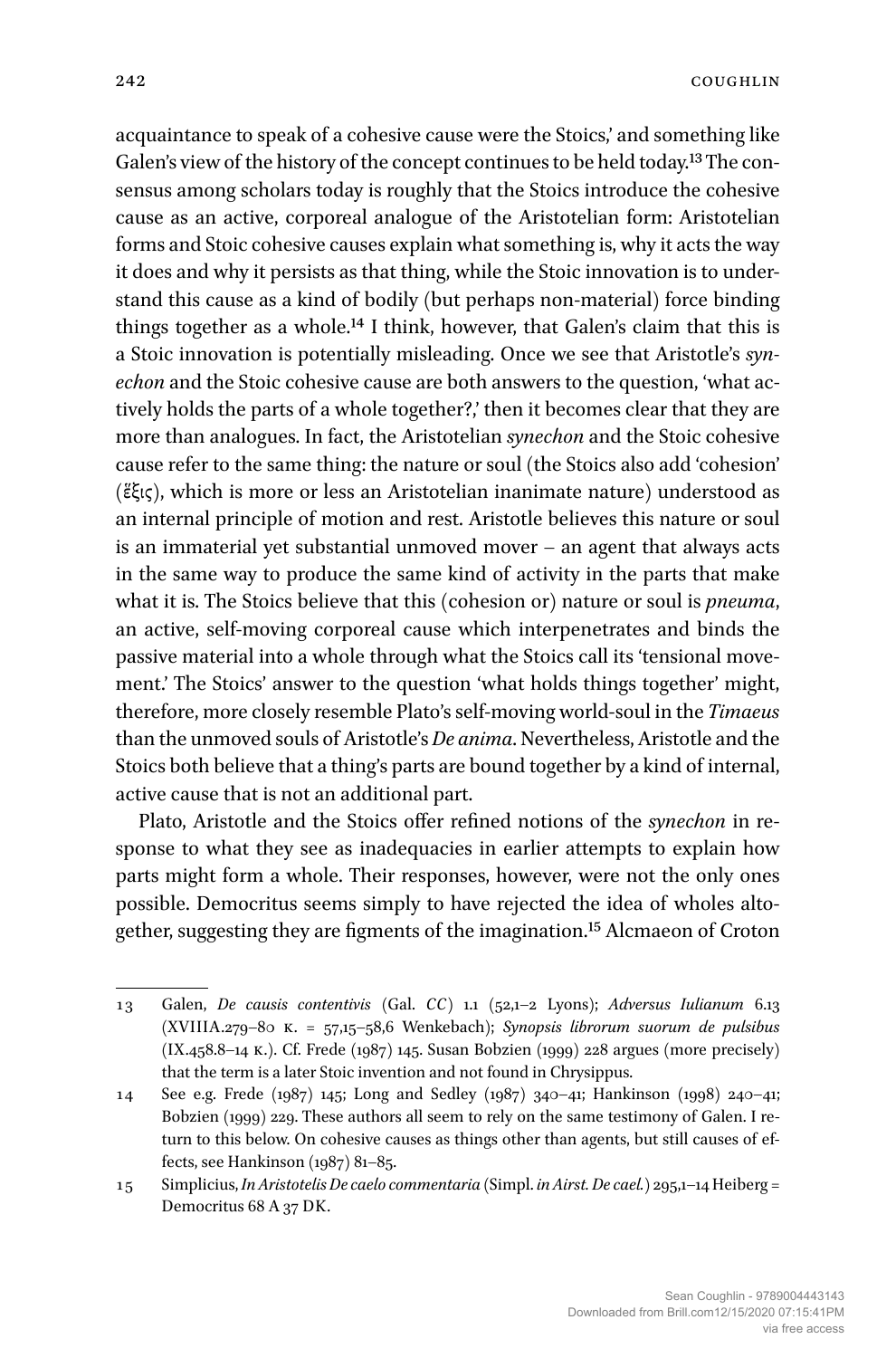acquaintance to speak of a cohesive cause were the Stoics,' and something like Galen's view of the history of the concept continues to be held today.[13] The consensus among scholars today is roughly that the Stoics introduce the cohesive cause as an active, corporeal analogue of the Aristotelian form: Aristotelian forms and Stoic cohesive causes explain what something is, why it acts the way it does and why it persists as that thing, while the Stoic innovation is to understand this cause as a kind of bodily (but perhaps non-material) force binding things together as a whole.[14] I think, however, that Galen's claim that this is a Stoic innovation is potentially misleading. Once we see that Aristotle's *synechon* and the Stoic cohesive cause are both answers to the question, 'what actively holds the parts of a whole together?,' then it becomes clear that they are more than analogues. In fact, the Aristotelian *synechon* and the Stoic cohesive cause refer to the same thing: the nature or soul (the Stoics also add 'cohesion' (ἕξις), which is more or less an Aristotelian inanimate nature) understood as an internal principle of motion and rest. Aristotle believes this nature or soul is an immaterial yet substantial unmoved mover – an agent that always acts in the same way to produce the same kind of activity in the parts that make what it is. The Stoics believe that this (cohesion or) nature or soul is *pneuma*, an active, self-moving corporeal cause which interpenetrates and binds the passive material into a whole through what the Stoics call its 'tensional movement.' The Stoics' answer to the question 'what holds things together' might, therefore, more closely resemble Plato's self-moving world-soul in the *Timaeus* than the unmoved souls of Aristotle's *De anima*. Nevertheless, Aristotle and the Stoics both believe that a thing's parts are bound together by a kind of internal, active cause that is not an additional part.

Plato, Aristotle and the Stoics offer refined notions of the *synechon* in response to what they see as inadequacies in earlier attempts to explain how parts might form a whole. Their responses, however, were not the only ones possible. Democritus seems simply to have rejected the idea of wholes altogether, suggesting they are figments of the imagination.[15] Alcmaeon of Croton

---

13 Galen, *De causis contentivis* (Gal. *CC*) 1.1 (52,1–2 Lyons); *Adversus Iulianum* 6.13 (XVIIIA.279–80 K. = 57,15–58,6 Wenkebach); *Synopsis librorum suorum de pulsibus* (IX.458.8–14 K.). Cf. Frede (1987) 145. Susan Bobzien (1999) 228 argues (more precisely) that the term is a later Stoic invention and not found in Chrysippus.

14 See e.g. Frede (1987) 145; Long and Sedley (1987) 340–41; Hankinson (1998) 240–41; Bobzien (1999) 229. These authors all seem to rely on the same testimony of Galen. I return to this below. On cohesive causes as things other than agents, but still causes of effects, see Hankinson (1987) 81–85.

15 Simplicius, *In Aristotelis De caelo commentaria* (Simpl. *in Airst. De cael.*) 295,1–14 Heiberg = Democritus 68 A 37 DK.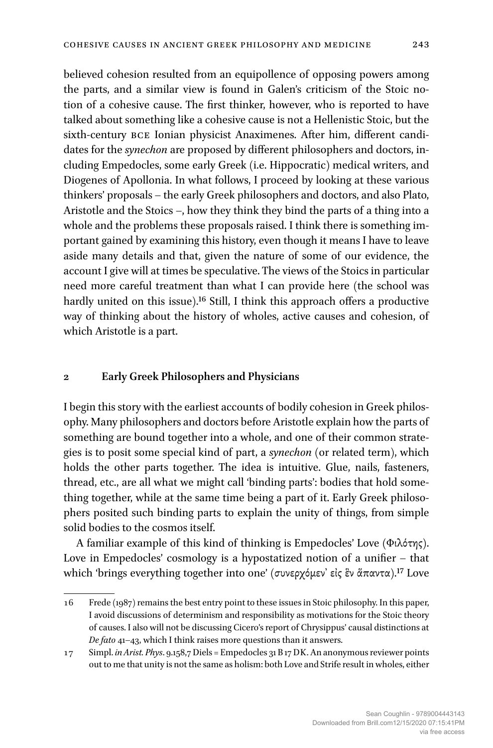believed cohesion resulted from an equipollence of opposing powers among the parts, and a similar view is found in Galen's criticism of the Stoic notion of a cohesive cause. The first thinker, however, who is reported to have talked about something like a cohesive cause is not a Hellenistic Stoic, but the sixth-century BCE Ionian physicist Anaximenes. After him, different candidates for the *synechon* are proposed by different philosophers and doctors, including Empedocles, some early Greek (i.e. Hippocratic) medical writers, and Diogenes of Apollonia. In what follows, I proceed by looking at these various thinkers' proposals – the early Greek philosophers and doctors, and also Plato, Aristotle and the Stoics –, how they think they bind the parts of a thing into a whole and the problems these proposals raised. I think there is something important gained by examining this history, even though it means I have to leave aside many details and that, given the nature of some of our evidence, the account I give will at times be speculative. The views of the Stoics in particular need more careful treatment than what I can provide here (the school was hardly united on this issue).[16] Still, I think this approach offers a productive way of thinking about the history of wholes, active causes and cohesion, of which Aristotle is a part.

## 2 Early Greek Philosophers and Physicians

I begin this story with the earliest accounts of bodily cohesion in Greek philosophy. Many philosophers and doctors before Aristotle explain how the parts of something are bound together into a whole, and one of their common strategies is to posit some special kind of part, a *synechon* (or related term), which holds the other parts together. The idea is intuitive. Glue, nails, fasteners, thread, etc., are all what we might call 'binding parts': bodies that hold something together, while at the same time being a part of it. Early Greek philosophers posited such binding parts to explain the unity of things, from simple solid bodies to the cosmos itself.

A familiar example of this kind of thinking is Empedocles' Love (Φιλότης). Love in Empedocles' cosmology is a hypostatized notion of a unifier – that which 'brings everything together into one' (συνερχόμεν' εἰς ἓν ἅπαντα).[17] Love

---

16 Frede (1987) remains the best entry point to these issues in Stoic philosophy. In this paper, I avoid discussions of determinism and responsibility as motivations for the Stoic theory of causes. I also will not be discussing Cicero's report of Chrysippus' causal distinctions at *De fato* 41–43, which I think raises more questions than it answers.

17 Simpl. *in Arist. Phys*. 9.158,7 Diels = Empedocles 31 B 17 DK. An anonymous reviewer points out to me that unity is not the same as holism: both Love and Strife result in wholes, either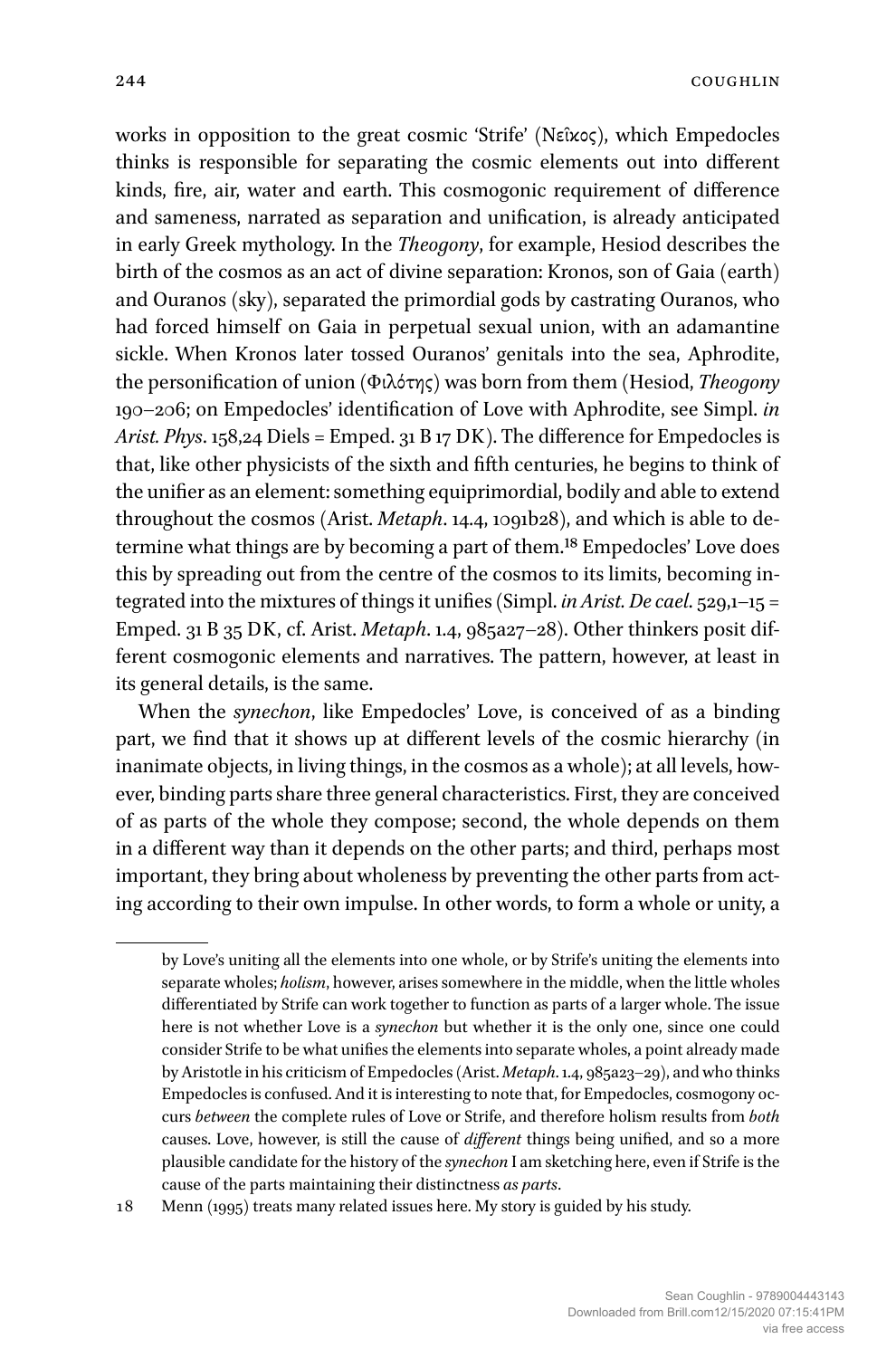works in opposition to the great cosmic 'Strife' (Νεῖκος), which Empedocles thinks is responsible for separating the cosmic elements out into different kinds, fire, air, water and earth. This cosmogonic requirement of difference and sameness, narrated as separation and unification, is already anticipated in early Greek mythology. In the *Theogony*, for example, Hesiod describes the birth of the cosmos as an act of divine separation: Kronos, son of Gaia (earth) and Ouranos (sky), separated the primordial gods by castrating Ouranos, who had forced himself on Gaia in perpetual sexual union, with an adamantine sickle. When Kronos later tossed Ouranos' genitals into the sea, Aphrodite, the personification of union (Φιλότης) was born from them (Hesiod, *Theogony* 190–206; on Empedocles' identification of Love with Aphrodite, see Simpl. *in Arist. Phys*. 158,24 Diels = Emped. 31 B 17 DK). The difference for Empedocles is that, like other physicists of the sixth and fifth centuries, he begins to think of the unifier as an element: something equiprimordial, bodily and able to extend throughout the cosmos (Arist. *Metaph*. 14.4, 1091b28), and which is able to determine what things are by becoming a part of them.[18] Empedocles' Love does this by spreading out from the centre of the cosmos to its limits, becoming integrated into the mixtures of things it unifies (Simpl. *in Arist. De cael*. 529,1–15 = Emped. 31 B 35 DK, cf. Arist. *Metaph*. 1.4, 985a27–28). Other thinkers posit different cosmogonic elements and narratives. The pattern, however, at least in its general details, is the same.

When the *synechon*, like Empedocles' Love, is conceived of as a binding part, we find that it shows up at different levels of the cosmic hierarchy (in inanimate objects, in living things, in the cosmos as a whole); at all levels, however, binding parts share three general characteristics. First, they are conceived of as parts of the whole they compose; second, the whole depends on them in a different way than it depends on the other parts; and third, perhaps most important, they bring about wholeness by preventing the other parts from acting according to their own impulse. In other words, to form a whole or unity, a

---

by Love's uniting all the elements into one whole, or by Strife's uniting the elements into separate wholes; *holism*, however, arises somewhere in the middle, when the little wholes differentiated by Strife can work together to function as parts of a larger whole. The issue here is not whether Love is a *synechon* but whether it is the only one, since one could consider Strife to be what unifies the elements into separate wholes, a point already made by Aristotle in his criticism of Empedocles (Arist. *Metaph*. 1.4, 985a23–29), and who thinks Empedocles is confused. And it is interesting to note that, for Empedocles, cosmogony occurs *between* the complete rules of Love or Strife, and therefore holism results from *both* causes. Love, however, is still the cause of *different* things being unified, and so a more plausible candidate for the history of the *synechon* I am sketching here, even if Strife is the cause of the parts maintaining their distinctness *as parts*.

18 Menn (1995) treats many related issues here. My story is guided by his study.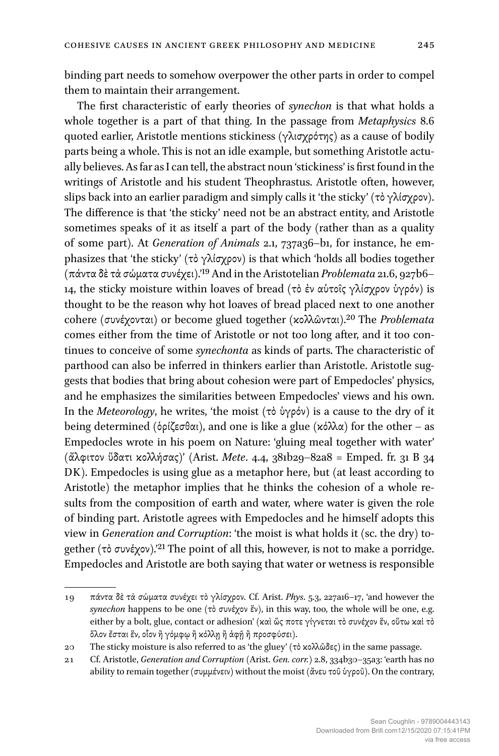binding part needs to somehow overpower the other parts in order to compel them to maintain their arrangement.

The first characteristic of early theories of *synechon* is that what holds a whole together is a part of that thing. In the passage from *Metaphysics* 8.6 quoted earlier, Aristotle mentions stickiness (γλισχρότης) as a cause of bodily parts being a whole. This is not an idle example, but something Aristotle actually believes. As far as I can tell, the abstract noun 'stickiness' is first found in the writings of Aristotle and his student Theophrastus. Aristotle often, however, slips back into an earlier paradigm and simply calls it 'the sticky' (τὸ γλίσχρον). The difference is that 'the sticky' need not be an abstract entity, and Aristotle sometimes speaks of it as itself a part of the body (rather than as a quality of some part). At *Generation of Animals* 2.1, 737a36–b1, for instance, he emphasizes that 'the sticky' (τὸ γλίσχρον) is that which 'holds all bodies together (πάντα δὲ τὰ σώματα συνέχει).'[19] And in the Aristotelian *Problemata* 21.6, 927b6–14, the sticky moisture within loaves of bread (τὸ ἐν αὐτοῖς γλίσχρον ὑγρόν) is thought to be the reason why hot loaves of bread placed next to one another cohere (συνέχονται) or become glued together (κολλῶνται).[20] The *Problemata* comes either from the time of Aristotle or not too long after, and it too continues to conceive of some *synechonta* as kinds of parts. The characteristic of parthood can also be inferred in thinkers earlier than Aristotle. Aristotle suggests that bodies that bring about cohesion were part of Empedocles' physics, and he emphasizes the similarities between Empedocles' views and his own. In the *Meteorology*, he writes, 'the moist (τὸ ὑγρόν) is a cause to the dry of it being determined (ὁρίζεσθαι), and one is like a glue (κόλλα) for the other – as Empedocles wrote in his poem on Nature: 'gluing meal together with water' (ἄλφιτον ὕδατι κολλήσας)' (Arist. *Mete*. 4.4, 381b29–82a8 = Emped. fr. 31 B 34 DK). Empedocles is using glue as a metaphor here, but (at least according to Aristotle) the metaphor implies that he thinks the cohesion of a whole results from the composition of earth and water, where water is given the role of binding part. Aristotle agrees with Empedocles and he himself adopts this view in *Generation and Corruption*: 'the moist is what holds it (sc. the dry) together (τὸ συνέχον).'[21] The point of all this, however, is not to make a porridge. Empedocles and Aristotle are both saying that water or wetness is responsible

---

19 πάντα δὲ τὰ σώματα συνέχει τὸ γλίσχρον. Cf. Arist. *Phys*. 5.3, 227a16–17, 'and however the *synechon* happens to be one (τὸ συνέχον ἕν), in this way, too, the whole will be one, e.g. either by a bolt, glue, contact or adhesion' (καὶ ὥς ποτε γίγνεται τὸ συνέχον ἕν, οὕτω καὶ τὸ ὅλον ἔσται ἕν, οἷον ἢ γόμφῳ ἢ κόλλῃ ἢ ἁφῇ ἢ προσφύσει).

20 The sticky moisture is also referred to as 'the gluey' (τὸ κολλῶδες) in the same passage.

21 Cf. Aristotle, *Generation and Corruption* (Arist. *Gen. corr.*) 2.8, 334b30–35a3: 'earth has no ability to remain together (συμμένειν) without the moist (ἄνευ τοῦ ὑγροῦ). On the contrary,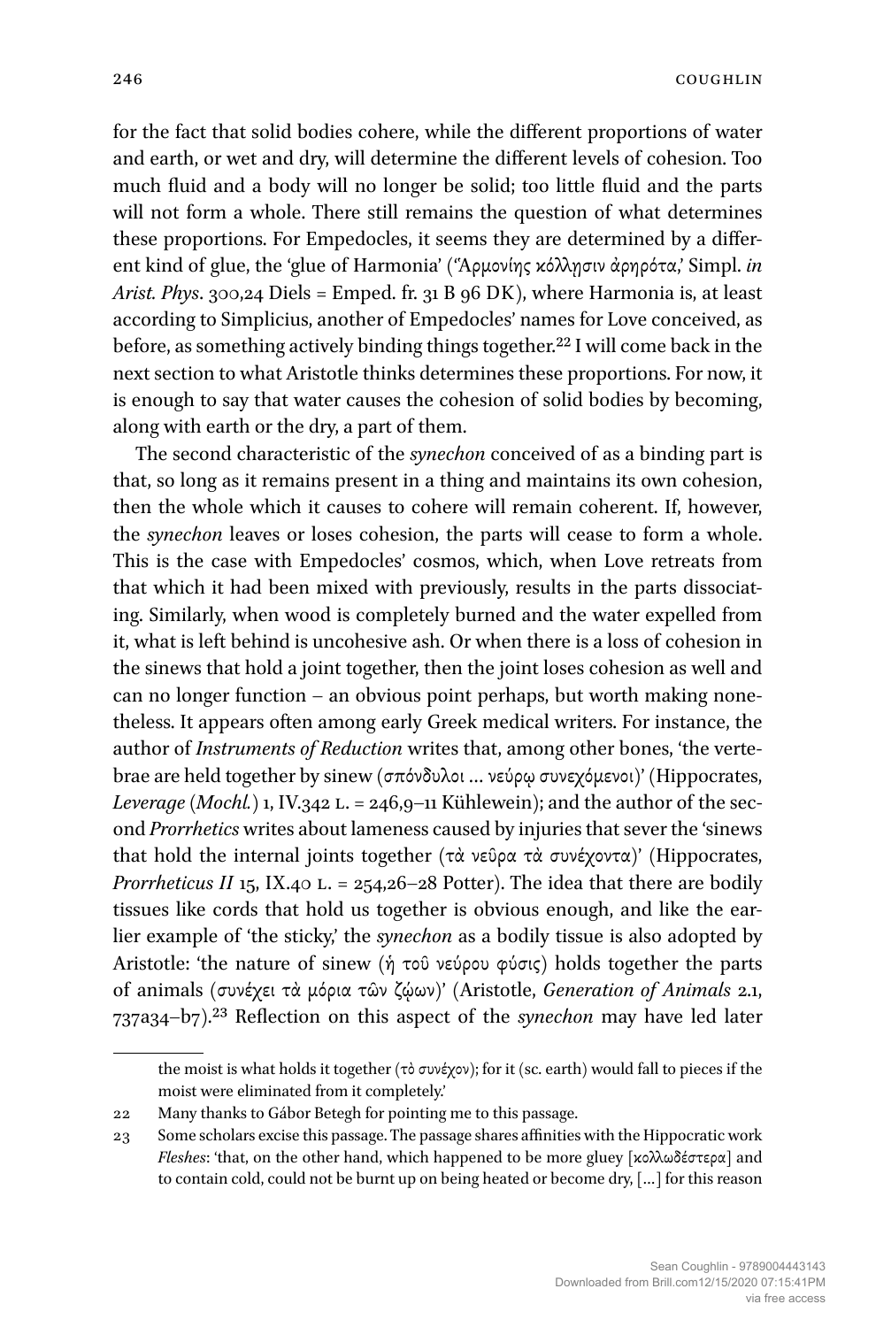for the fact that solid bodies cohere, while the different proportions of water and earth, or wet and dry, will determine the different levels of cohesion. Too much fluid and a body will no longer be solid; too little fluid and the parts will not form a whole. There still remains the question of what determines these proportions. For Empedocles, it seems they are determined by a different kind of glue, the 'glue of Harmonia' ('Ἁρμονίης κόλλησιν ἀρηρότα,' Simpl. *in Arist. Phys*. 300,24 Diels = Emped. fr. 31 B 96 DK), where Harmonia is, at least according to Simplicius, another of Empedocles' names for Love conceived, as before, as something actively binding things together.[22] I will come back in the next section to what Aristotle thinks determines these proportions. For now, it is enough to say that water causes the cohesion of solid bodies by becoming, along with earth or the dry, a part of them.

The second characteristic of the *synechon* conceived of as a binding part is that, so long as it remains present in a thing and maintains its own cohesion, then the whole which it causes to cohere will remain coherent. If, however, the *synechon* leaves or loses cohesion, the parts will cease to form a whole. This is the case with Empedocles' cosmos, which, when Love retreats from that which it had been mixed with previously, results in the parts dissociating. Similarly, when wood is completely burned and the water expelled from it, what is left behind is uncohesive ash. Or when there is a loss of cohesion in the sinews that hold a joint together, then the joint loses cohesion as well and can no longer function – an obvious point perhaps, but worth making nonetheless. It appears often among early Greek medical writers. For instance, the author of *Instruments of Reduction* writes that, among other bones, 'the vertebrae are held together by sinew (σπόνδυλοι … νεύρῳ συνεχόμενοι)' (Hippocrates, *Leverage* (*Mochl.*) 1, IV.342 L. = 246,9–11 Kühlewein); and the author of the second *Prorrhetics* writes about lameness caused by injuries that sever the 'sinews that hold the internal joints together (τὰ νεῦρα τὰ συνέχοντα)' (Hippocrates, *Prorrheticus II* 15, IX.40 L. = 254,26–28 Potter). The idea that there are bodily tissues like cords that hold us together is obvious enough, and like the earlier example of 'the sticky,' the *synechon* as a bodily tissue is also adopted by Aristotle: 'the nature of sinew (ἡ τοῦ νεύρου φύσις) holds together the parts of animals (συνέχει τὰ μόρια τῶν ζῴων)' (Aristotle, *Generation of Animals* 2.1, 737a34–b7).[23] Reflection on this aspect of the *synechon* may have led later

---

the moist is what holds it together (τὸ συνέχον); for it (sc. earth) would fall to pieces if the moist were eliminated from it completely.'

22 Many thanks to Gábor Betegh for pointing me to this passage.

23 Some scholars excise this passage. The passage shares affinities with the Hippocratic work *Fleshes*: 'that, on the other hand, which happened to be more gluey [κολλωδέστερα] and to contain cold, could not be burnt up on being heated or become dry, […] for this reason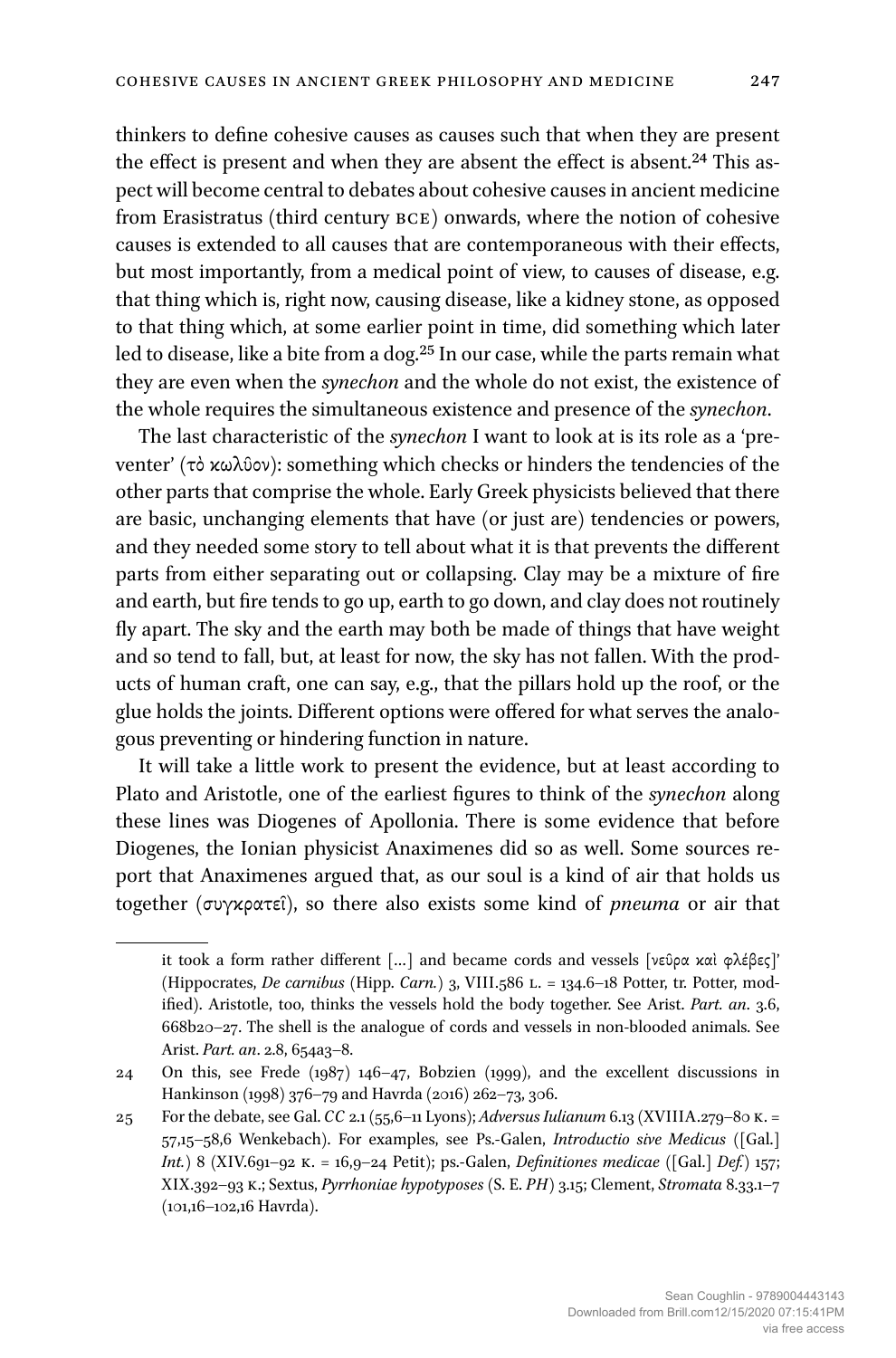thinkers to define cohesive causes as causes such that when they are present the effect is present and when they are absent the effect is absent.[24] This aspect will become central to debates about cohesive causes in ancient medicine from Erasistratus (third century BCE) onwards, where the notion of cohesive causes is extended to all causes that are contemporaneous with their effects, but most importantly, from a medical point of view, to causes of disease, e.g. that thing which is, right now, causing disease, like a kidney stone, as opposed to that thing which, at some earlier point in time, did something which later led to disease, like a bite from a dog.[25] In our case, while the parts remain what they are even when the *synechon* and the whole do not exist, the existence of the whole requires the simultaneous existence and presence of the *synechon*.

The last characteristic of the *synechon* I want to look at is its role as a 'preventer' (τὸ κωλῦον): something which checks or hinders the tendencies of the other parts that comprise the whole. Early Greek physicists believed that there are basic, unchanging elements that have (or just are) tendencies or powers, and they needed some story to tell about what it is that prevents the different parts from either separating out or collapsing. Clay may be a mixture of fire and earth, but fire tends to go up, earth to go down, and clay does not routinely fly apart. The sky and the earth may both be made of things that have weight and so tend to fall, but, at least for now, the sky has not fallen. With the products of human craft, one can say, e.g., that the pillars hold up the roof, or the glue holds the joints. Different options were offered for what serves the analogous preventing or hindering function in nature.

It will take a little work to present the evidence, but at least according to Plato and Aristotle, one of the earliest figures to think of the *synechon* along these lines was Diogenes of Apollonia. There is some evidence that before Diogenes, the Ionian physicist Anaximenes did so as well. Some sources report that Anaximenes argued that, as our soul is a kind of air that holds us together (συγκρατεῖ), so there also exists some kind of *pneuma* or air that

---

it took a form rather different [...] and became cords and vessels [νεῦρα καὶ φλέβες]' (Hippocrates, *De carnibus* (Hipp. *Carn.*) 3, VIII.586 L. = 134.6–18 Potter, tr. Potter, modified). Aristotle, too, thinks the vessels hold the body together. See Arist. *Part. an.* 3.6, 668b20–27. The shell is the analogue of cords and vessels in non-blooded animals. See Arist. *Part. an.* 2.8, 654a3–8.

24 On this, see Frede (1987) 146–47, Bobzien (1999), and the excellent discussions in Hankinson (1998) 376–79 and Havrda (2016) 262–73, 306.

25 For the debate, see Gal. *CC* 2.1 (55,6–11 Lyons); *Adversus Iulianum* 6.13 (XVIIIA.279–80 K. = 57,15–58,6 Wenkebach). For examples, see Ps.-Galen, *Introductio sive Medicus* ([Gal.] *Int.*) 8 (XIV.691–92 K. = 16,9–24 Petit); ps.-Galen, *Definitiones medicae* ([Gal.] *Def.*) 157; XIX.392–93 K.; Sextus, *Pyrrhoniae hypotyposes* (S. E. *PH*) 3.15; Clement, *Stromata* 8.33.1–7 (101,16–102,16 Havrda).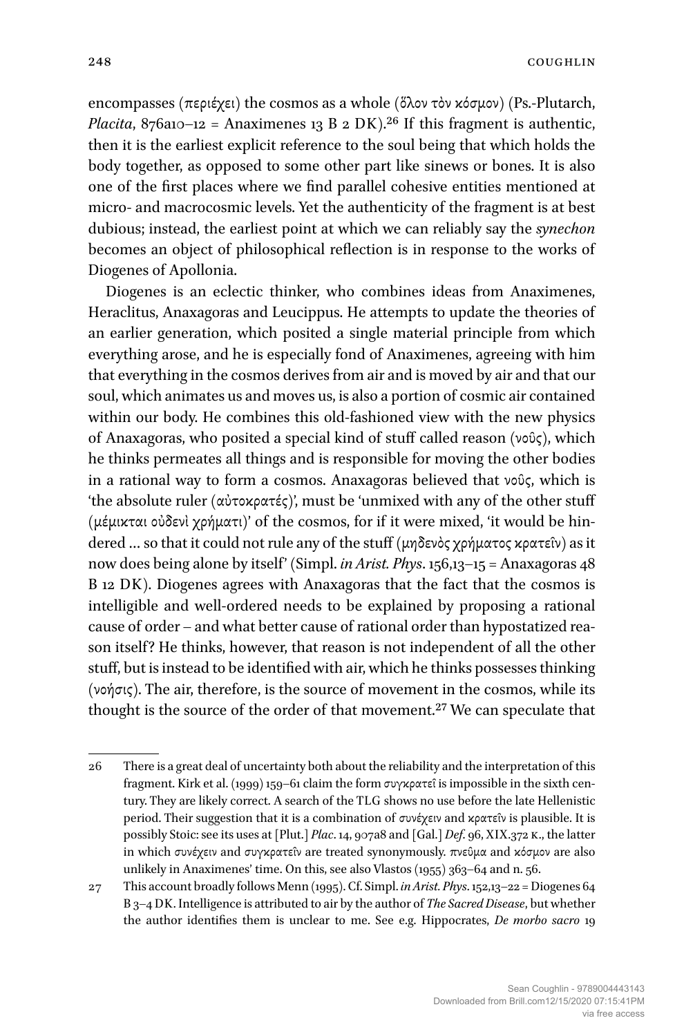encompasses (περιέχει) the cosmos as a whole (ὅλον τὸν κόσμον) (Ps.-Plutarch, *Placita*, 876a10–12 = Anaximenes 13 B 2 DK).[26] If this fragment is authentic, then it is the earliest explicit reference to the soul being that which holds the body together, as opposed to some other part like sinews or bones. It is also one of the first places where we find parallel cohesive entities mentioned at micro- and macrocosmic levels. Yet the authenticity of the fragment is at best dubious; instead, the earliest point at which we can reliably say the *synechon* becomes an object of philosophical reflection is in response to the works of Diogenes of Apollonia.

Diogenes is an eclectic thinker, who combines ideas from Anaximenes, Heraclitus, Anaxagoras and Leucippus. He attempts to update the theories of an earlier generation, which posited a single material principle from which everything arose, and he is especially fond of Anaximenes, agreeing with him that everything in the cosmos derives from air and is moved by air and that our soul, which animates us and moves us, is also a portion of cosmic air contained within our body. He combines this old-fashioned view with the new physics of Anaxagoras, who posited a special kind of stuff called reason (νοῦς), which he thinks permeates all things and is responsible for moving the other bodies in a rational way to form a cosmos. Anaxagoras believed that νοῦς, which is 'the absolute ruler (αὐτοκρατές)', must be 'unmixed with any of the other stuff (μέμικται οὐδενὶ χρήματι)' of the cosmos, for if it were mixed, 'it would be hindered ... so that it could not rule any of the stuff (μηδενὸς χρήματος κρατεῖν) as it now does being alone by itself' (Simpl. *in Arist. Phys*. 156,13–15 = Anaxagoras 48 B 12 DK). Diogenes agrees with Anaxagoras that the fact that the cosmos is intelligible and well-ordered needs to be explained by proposing a rational cause of order – and what better cause of rational order than hypostatized reason itself? He thinks, however, that reason is not independent of all the other stuff, but is instead to be identified with air, which he thinks possesses thinking (νοήσις). The air, therefore, is the source of movement in the cosmos, while its thought is the source of the order of that movement.[27] We can speculate that

---

26 There is a great deal of uncertainty both about the reliability and the interpretation of this fragment. Kirk et al. (1999) 159–61 claim the form συγκρατεῖ is impossible in the sixth century. They are likely correct. A search of the TLG shows no use before the late Hellenistic period. Their suggestion that it is a combination of συνέχειν and κρατεῖν is plausible. It is possibly Stoic: see its uses at [Plut.] *Plac*. 14, 907a8 and [Gal.] *Def*. 96, XIX.372 K., the latter in which συνέχειν and συγκρατεῖν are treated synonymously. πνεῦμα and κόσμον are also unlikely in Anaximenes' time. On this, see also Vlastos (1955) 363–64 and n. 56.

27 This account broadly follows Menn (1995). Cf. Simpl. *in Arist. Phys*. 152,13–22 = Diogenes 64 B 3–4 DK. Intelligence is attributed to air by the author of *The Sacred Disease*, but whether the author identifies them is unclear to me. See e.g. Hippocrates, *De morbo sacro* 19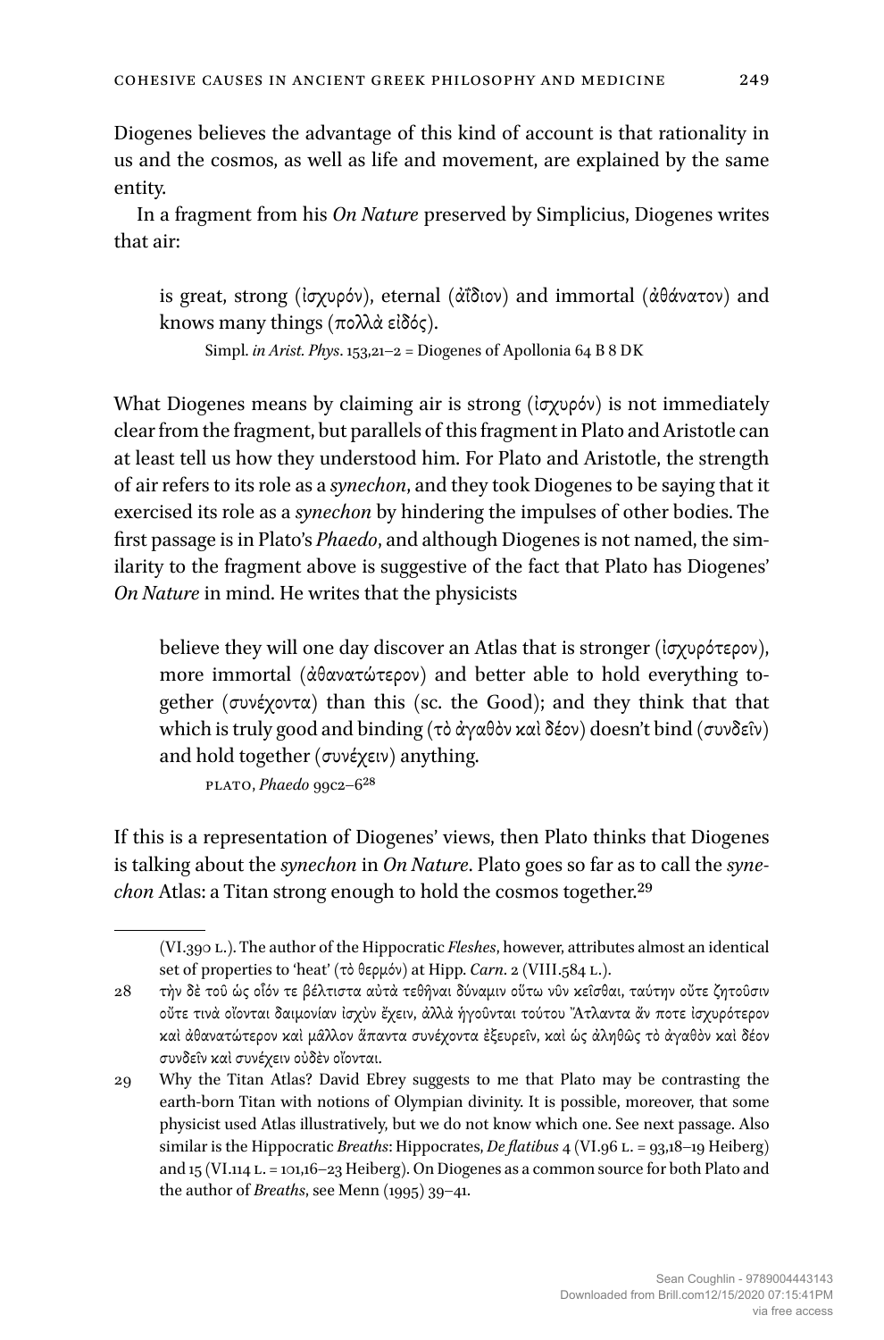Diogenes believes the advantage of this kind of account is that rationality in us and the cosmos, as well as life and movement, are explained by the same entity.

In a fragment from his *On Nature* preserved by Simplicius, Diogenes writes that air:

> is great, strong (ἰσχυρόν), eternal (ἀΐδιον) and immortal (ἀθάνατον) and knows many things (πολλὰ εἰδός).
>
> Simpl. *in Arist. Phys*. 153,21–2 = Diogenes of Apollonia 64 B 8 DK

What Diogenes means by claiming air is strong (ἰσχυρόν) is not immediately clear from the fragment, but parallels of this fragment in Plato and Aristotle can at least tell us how they understood him. For Plato and Aristotle, the strength of air refers to its role as a *synechon*, and they took Diogenes to be saying that it exercised its role as a *synechon* by hindering the impulses of other bodies. The first passage is in Plato's *Phaedo*, and although Diogenes is not named, the similarity to the fragment above is suggestive of the fact that Plato has Diogenes' *On Nature* in mind. He writes that the physicists

> believe they will one day discover an Atlas that is stronger (ἰσχυρότερον), more immortal (ἀθανατώτερον) and better able to hold everything together (συνέχοντα) than this (sc. the Good); and they think that that which is truly good and binding (τὸ ἀγαθὸν καὶ δέον) doesn't bind (συνδεῖν) and hold together (συνέχειν) anything.
>
> PLATO, *Phaedo* 99c2–6[28]

If this is a representation of Diogenes' views, then Plato thinks that Diogenes is talking about the *synechon* in *On Nature*. Plato goes so far as to call the *synechon* Atlas: a Titan strong enough to hold the cosmos together.[29]

---

(VI.390 L.). The author of the Hippocratic *Fleshes*, however, attributes almost an identical set of properties to 'heat' (τὸ θερμόν) at Hipp. *Carn*. 2 (VIII.584 L.).

28 τὴν δὲ τοῦ ὡς οἷόν τε βέλτιστα αὐτὰ τεθῆναι δύναμιν οὕτω νῦν κεῖσθαι, ταύτην οὔτε ζητοῦσιν οὔτε τινὰ οἴονται δαιμονίαν ἰσχὺν ἔχειν, ἀλλὰ ἡγοῦνται τούτου Ἄτλαντα ἄν ποτε ἰσχυρότερον καὶ ἀθανατώτερον καὶ μᾶλλον ἅπαντα συνέχοντα ἐξευρεῖν, καὶ ὡς ἀληθῶς τὸ ἀγαθὸν καὶ δέον συνδεῖν καὶ συνέχειν οὐδὲν οἴονται.

29 Why the Titan Atlas? David Ebrey suggests to me that Plato may be contrasting the earth-born Titan with notions of Olympian divinity. It is possible, moreover, that some physicist used Atlas illustratively, but we do not know which one. See next passage. Also similar is the Hippocratic *Breaths*: Hippocrates, *De flatibus* 4 (VI.96 L. = 93,18–19 Heiberg) and 15 (VI.114 L. = 101,16–23 Heiberg). On Diogenes as a common source for both Plato and the author of *Breaths*, see Menn (1995) 39–41.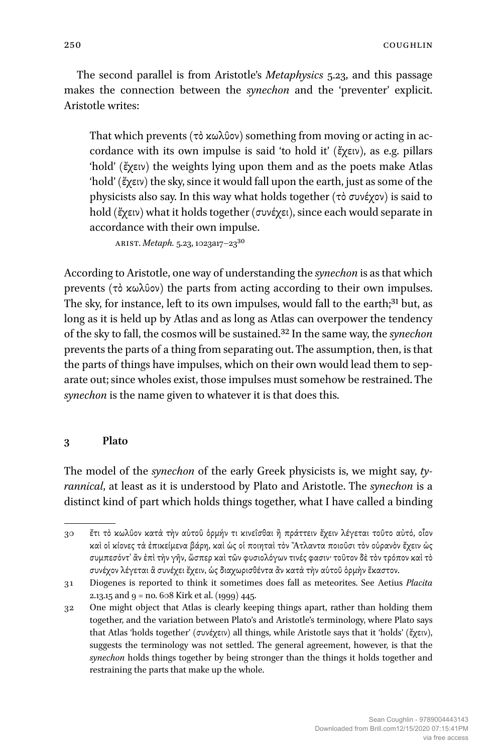The second parallel is from Aristotle's *Metaphysics* 5.23, and this passage makes the connection between the *synechon* and the 'preventer' explicit. Aristotle writes:

> That which prevents (τὸ κωλῦον) something from moving or acting in accordance with its own impulse is said 'to hold it' (ἔχειν), as e.g. pillars 'hold' (ἔχειν) the weights lying upon them and as the poets make Atlas 'hold' (ἔχειν) the sky, since it would fall upon the earth, just as some of the physicists also say. In this way what holds together (τὸ συνέχον) is said to hold (ἔχειν) what it holds together (συνέχει), since each would separate in accordance with their own impulse.
>
> ARIST. *Metaph.* 5.23, 1023a17–23[30]

According to Aristotle, one way of understanding the *synechon* is as that which prevents (τὸ κωλῦον) the parts from acting according to their own impulses. The sky, for instance, left to its own impulses, would fall to the earth;[31] but, as long as it is held up by Atlas and as long as Atlas can overpower the tendency of the sky to fall, the cosmos will be sustained.[32] In the same way, the *synechon* prevents the parts of a thing from separating out. The assumption, then, is that the parts of things have impulses, which on their own would lead them to separate out; since wholes exist, those impulses must somehow be restrained. The *synechon* is the name given to whatever it is that does this.

## 3 Plato

The model of the *synechon* of the early Greek physicists is, we might say, *tyrannical*, at least as it is understood by Plato and Aristotle. The *synechon* is a distinct kind of part which holds things together, what I have called a binding

---

30 ἔτι τὸ κωλῦον κατὰ τὴν αὑτοῦ ὁρμήν τι κινεῖσθαι ἢ πράττειν ἔχειν λέγεται τοῦτο αὐτό, οἷον καὶ οἱ κίονες τὰ ἐπικείμενα βάρη, καὶ ὡς οἱ ποιηταὶ τὸν Ἄτλαντα ποιοῦσι τὸν οὐρανὸν ἔχειν ὡς συμπεσόντ' ἂν ἐπὶ τὴν γῆν, ὥσπερ καὶ τῶν φυσιολόγων τινές φασιν· τοῦτον δὲ τὸν τρόπον καὶ τὸ συνέχον λέγεται ἃ συνέχει ἔχειν, ὡς διαχωρισθέντα ἂν κατὰ τὴν αὑτοῦ ὁρμὴν ἕκαστον.

31 Diogenes is reported to think it sometimes does fall as meteorites. See Aetius *Placita* 2.13.15 and 9 = no. 608 Kirk et al. (1999) 445.

32 One might object that Atlas is clearly keeping things apart, rather than holding them together, and the variation between Plato's and Aristotle's terminology, where Plato says that Atlas 'holds together' (συνέχειν) all things, while Aristotle says that it 'holds' (ἔχειν), suggests the terminology was not settled. The general agreement, however, is that the *synechon* holds things together by being stronger than the things it holds together and restraining the parts that make up the whole.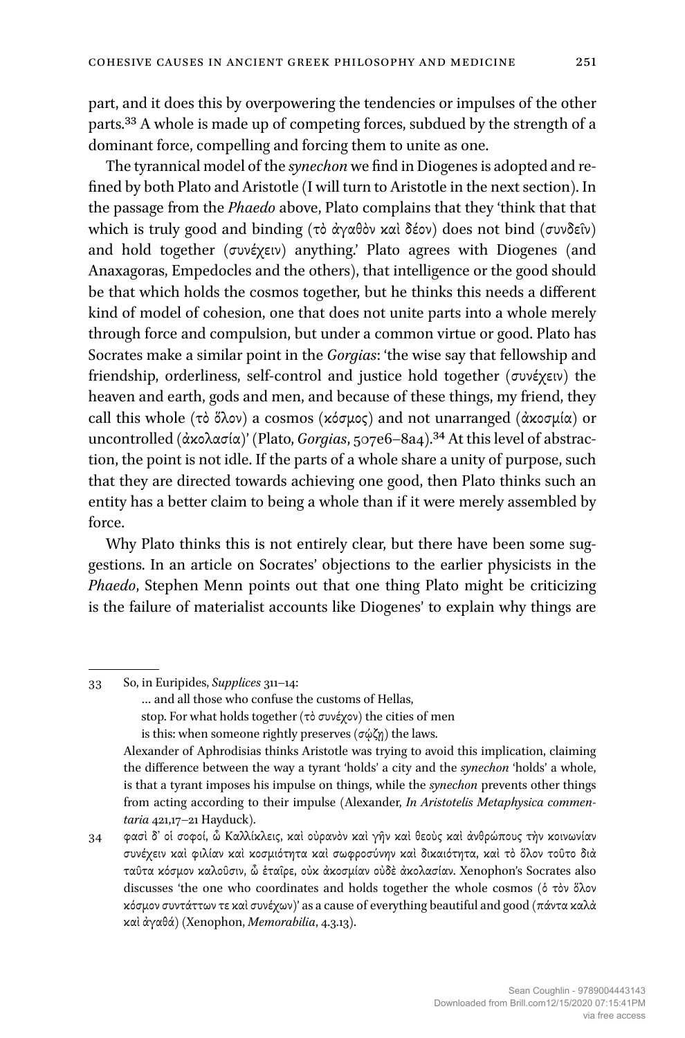part, and it does this by overpowering the tendencies or impulses of the other parts.[33] A whole is made up of competing forces, subdued by the strength of a dominant force, compelling and forcing them to unite as one.

The tyrannical model of the *synechon* we find in Diogenes is adopted and refined by both Plato and Aristotle (I will turn to Aristotle in the next section). In the passage from the *Phaedo* above, Plato complains that they 'think that that which is truly good and binding (τὸ ἀγαθὸν καὶ δέον) does not bind (συνδεῖν) and hold together (συνέχειν) anything.' Plato agrees with Diogenes (and Anaxagoras, Empedocles and the others), that intelligence or the good should be that which holds the cosmos together, but he thinks this needs a different kind of model of cohesion, one that does not unite parts into a whole merely through force and compulsion, but under a common virtue or good. Plato has Socrates make a similar point in the *Gorgias*: 'the wise say that fellowship and friendship, orderliness, self-control and justice hold together (συνέχειν) the heaven and earth, gods and men, and because of these things, my friend, they call this whole (τὸ ὅλον) a cosmos (κόσμος) and not unarranged (ἀκοσμία) or uncontrolled (ἀκολασία)' (Plato, *Gorgias*, 507e6–8a4).[34] At this level of abstraction, the point is not idle. If the parts of a whole share a unity of purpose, such that they are directed towards achieving one good, then Plato thinks such an entity has a better claim to being a whole than if it were merely assembled by force.

Why Plato thinks this is not entirely clear, but there have been some suggestions. In an article on Socrates' objections to the earlier physicists in the *Phaedo*, Stephen Menn points out that one thing Plato might be criticizing is the failure of materialist accounts like Diogenes' to explain why things are

---

33 So, in Euripides, *Supplices* 311–14:

> … and all those who confuse the customs of Hellas,
> stop. For what holds together (τὸ συνέχον) the cities of men
> is this: when someone rightly preserves (σῴζῃ) the laws.

Alexander of Aphrodisias thinks Aristotle was trying to avoid this implication, claiming the difference between the way a tyrant 'holds' a city and the *synechon* 'holds' a whole, is that a tyrant imposes his impulse on things, while the *synechon* prevents other things from acting according to their impulse (Alexander, *In Aristotelis Metaphysica commentaria* 421,17–21 Hayduck).

34 φασὶ δ' οἱ σοφοί, ὦ Καλλίκλεις, καὶ οὐρανὸν καὶ γῆν καὶ θεοὺς καὶ ἀνθρώπους τὴν κοινωνίαν συνέχειν καὶ φιλίαν καὶ κοσμιότητα καὶ σωφροσύνην καὶ δικαιότητα, καὶ τὸ ὅλον τοῦτο διὰ ταῦτα κόσμον καλοῦσιν, ὦ ἑταῖρε, οὐκ ἀκοσμίαν οὐδὲ ἀκολασίαν. Xenophon's Socrates also discusses 'the one who coordinates and holds together the whole cosmos (ὁ τὸν ὅλον κόσμον συντάττων τε καὶ συνέχων)' as a cause of everything beautiful and good (πάντα καλὰ καὶ ἀγαθά) (Xenophon, *Memorabilia*, 4.3.13).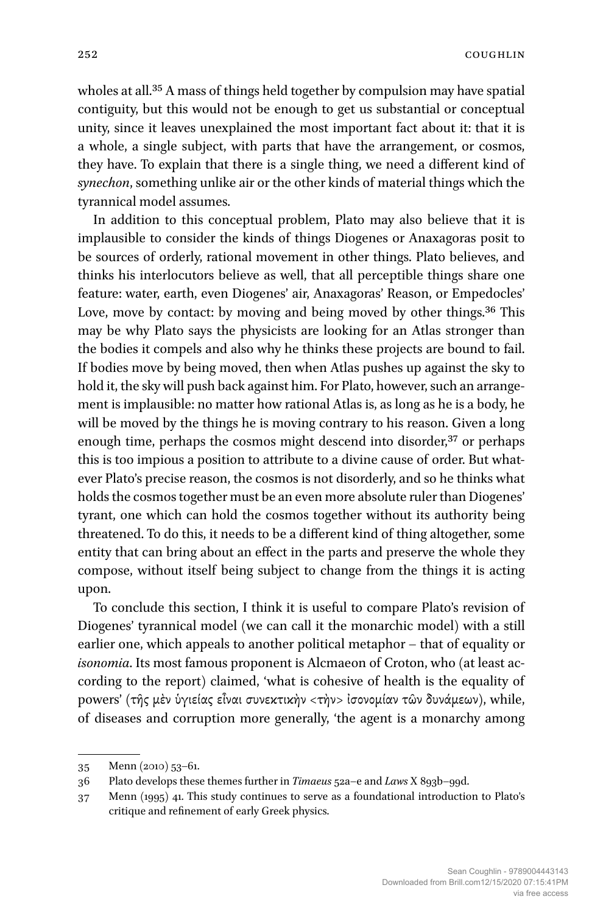wholes at all.[35] A mass of things held together by compulsion may have spatial contiguity, but this would not be enough to get us substantial or conceptual unity, since it leaves unexplained the most important fact about it: that it is a whole, a single subject, with parts that have the arrangement, or cosmos, they have. To explain that there is a single thing, we need a different kind of *synechon*, something unlike air or the other kinds of material things which the tyrannical model assumes.

In addition to this conceptual problem, Plato may also believe that it is implausible to consider the kinds of things Diogenes or Anaxagoras posit to be sources of orderly, rational movement in other things. Plato believes, and thinks his interlocutors believe as well, that all perceptible things share one feature: water, earth, even Diogenes' air, Anaxagoras' Reason, or Empedocles' Love, move by contact: by moving and being moved by other things.[36] This may be why Plato says the physicists are looking for an Atlas stronger than the bodies it compels and also why he thinks these projects are bound to fail. If bodies move by being moved, then when Atlas pushes up against the sky to hold it, the sky will push back against him. For Plato, however, such an arrangement is implausible: no matter how rational Atlas is, as long as he is a body, he will be moved by the things he is moving contrary to his reason. Given a long enough time, perhaps the cosmos might descend into disorder,[37] or perhaps this is too impious a position to attribute to a divine cause of order. But whatever Plato's precise reason, the cosmos is not disorderly, and so he thinks what holds the cosmos together must be an even more absolute ruler than Diogenes' tyrant, one which can hold the cosmos together without its authority being threatened. To do this, it needs to be a different kind of thing altogether, some entity that can bring about an effect in the parts and preserve the whole they compose, without itself being subject to change from the things it is acting upon.

To conclude this section, I think it is useful to compare Plato's revision of Diogenes' tyrannical model (we can call it the monarchic model) with a still earlier one, which appeals to another political metaphor – that of equality or *isonomia*. Its most famous proponent is Alcmaeon of Croton, who (at least according to the report) claimed, 'what is cohesive of health is the equality of powers' (τῆς μὲν ὑγιείας εἶναι συνεκτικὴν <τὴν> ἰσονομίαν τῶν δυνάμεων), while, of diseases and corruption more generally, 'the agent is a monarchy among

35 Menn (2010) 53–61.

36 Plato develops these themes further in *Timaeus* 52a–e and *Laws* X 893b–99d.

37 Menn (1995) 41. This study continues to serve as a foundational introduction to Plato's critique and refinement of early Greek physics.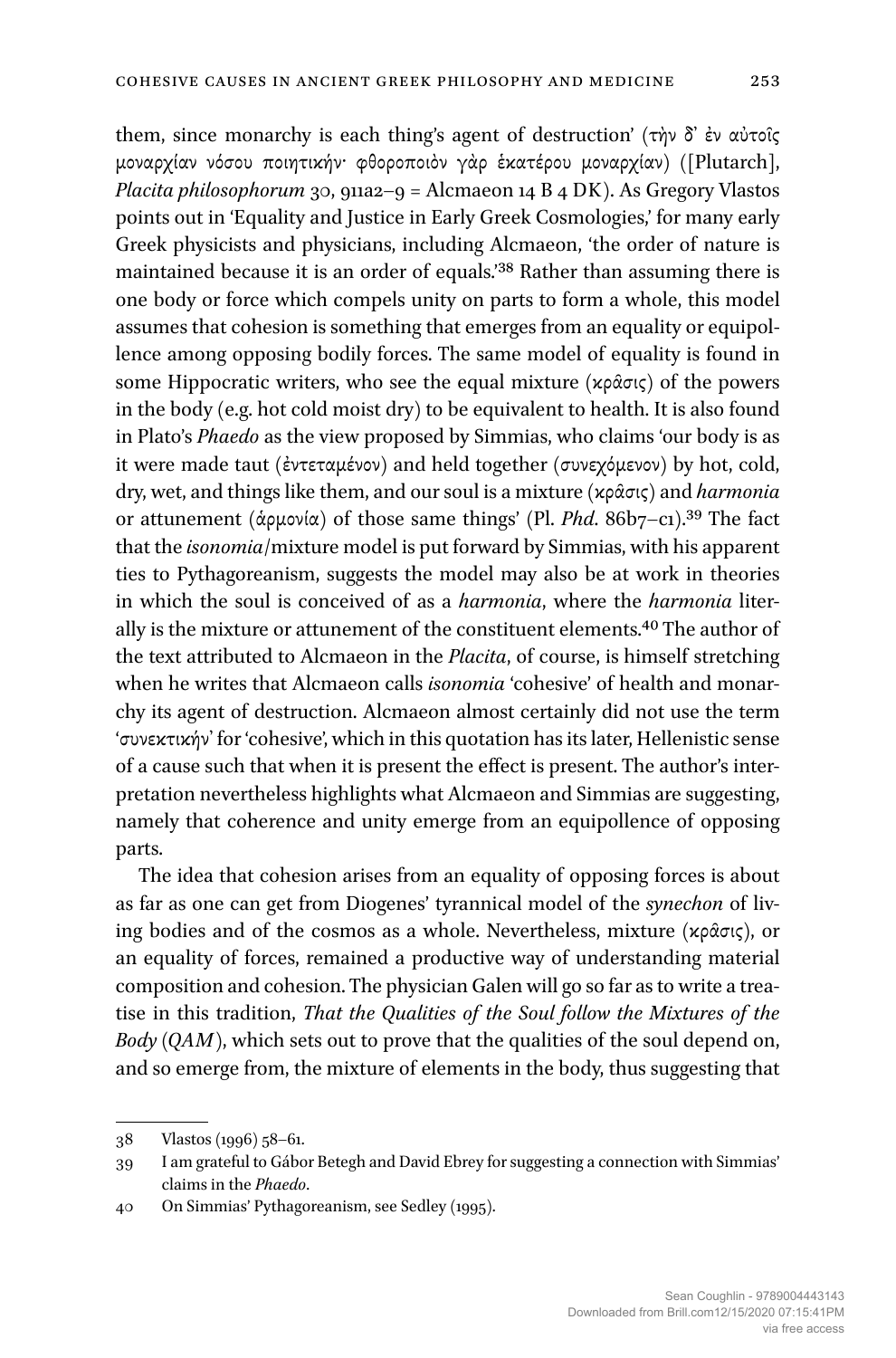them, since monarchy is each thing's agent of destruction' (τὴν δ᾽ ἐν αὐτοῖς μοναρχίαν νόσου ποιητικήν· φθοροποιὸν γὰρ ἑκατέρου μοναρχίαν) ([Plutarch], *Placita philosophorum* 30, 911a2–9 = Alcmaeon 14 B 4 DK). As Gregory Vlastos points out in 'Equality and Justice in Early Greek Cosmologies,' for many early Greek physicists and physicians, including Alcmaeon, 'the order of nature is maintained because it is an order of equals.'[38] Rather than assuming there is one body or force which compels unity on parts to form a whole, this model assumes that cohesion is something that emerges from an equality or equipollence among opposing bodily forces. The same model of equality is found in some Hippocratic writers, who see the equal mixture (κρᾶσις) of the powers in the body (e.g. hot cold moist dry) to be equivalent to health. It is also found in Plato's *Phaedo* as the view proposed by Simmias, who claims 'our body is as it were made taut (ἐντεταμένον) and held together (συνεχόμενον) by hot, cold, dry, wet, and things like them, and our soul is a mixture (κρᾶσις) and *harmonia* or attunement (ἁρμονία) of those same things' (Pl. *Phd.* 86b7–c1).[39] The fact that the *isonomia*/mixture model is put forward by Simmias, with his apparent ties to Pythagoreanism, suggests the model may also be at work in theories in which the soul is conceived of as a *harmonia*, where the *harmonia* literally is the mixture or attunement of the constituent elements.[40] The author of the text attributed to Alcmaeon in the *Placita*, of course, is himself stretching when he writes that Alcmaeon calls *isonomia* 'cohesive' of health and monarchy its agent of destruction. Alcmaeon almost certainly did not use the term 'συνεκτικήν' for 'cohesive', which in this quotation has its later, Hellenistic sense of a cause such that when it is present the effect is present. The author's interpretation nevertheless highlights what Alcmaeon and Simmias are suggesting, namely that coherence and unity emerge from an equipollence of opposing parts.

The idea that cohesion arises from an equality of opposing forces is about as far as one can get from Diogenes' tyrannical model of the *synechon* of living bodies and of the cosmos as a whole. Nevertheless, mixture (κρᾶσις), or an equality of forces, remained a productive way of understanding material composition and cohesion. The physician Galen will go so far as to write a treatise in this tradition, *That the Qualities of the Soul follow the Mixtures of the Body* (*QAM*), which sets out to prove that the qualities of the soul depend on, and so emerge from, the mixture of elements in the body, thus suggesting that

---

38 Vlastos (1996) 58–61.

39 I am grateful to Gábor Betegh and David Ebrey for suggesting a connection with Simmias' claims in the *Phaedo*.

40 On Simmias' Pythagoreanism, see Sedley (1995).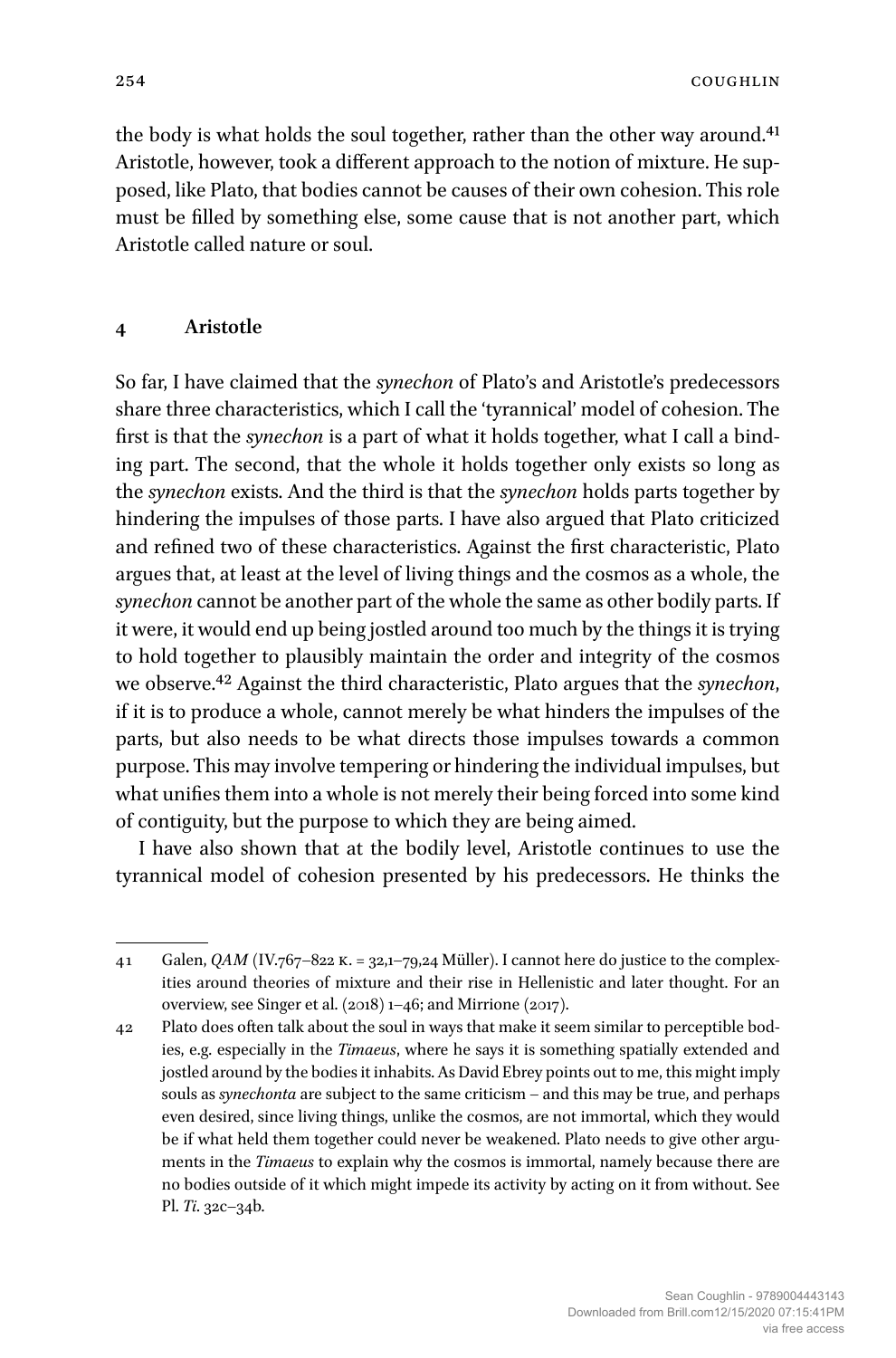the body is what holds the soul together, rather than the other way around.[41] Aristotle, however, took a different approach to the notion of mixture. He supposed, like Plato, that bodies cannot be causes of their own cohesion. This role must be filled by something else, some cause that is not another part, which Aristotle called nature or soul.

## 4 Aristotle

So far, I have claimed that the *synechon* of Plato's and Aristotle's predecessors share three characteristics, which I call the 'tyrannical' model of cohesion. The first is that the *synechon* is a part of what it holds together, what I call a binding part. The second, that the whole it holds together only exists so long as the *synechon* exists. And the third is that the *synechon* holds parts together by hindering the impulses of those parts. I have also argued that Plato criticized and refined two of these characteristics. Against the first characteristic, Plato argues that, at least at the level of living things and the cosmos as a whole, the *synechon* cannot be another part of the whole the same as other bodily parts. If it were, it would end up being jostled around too much by the things it is trying to hold together to plausibly maintain the order and integrity of the cosmos we observe.[42] Against the third characteristic, Plato argues that the *synechon*, if it is to produce a whole, cannot merely be what hinders the impulses of the parts, but also needs to be what directs those impulses towards a common purpose. This may involve tempering or hindering the individual impulses, but what unifies them into a whole is not merely their being forced into some kind of contiguity, but the purpose to which they are being aimed.

I have also shown that at the bodily level, Aristotle continues to use the tyrannical model of cohesion presented by his predecessors. He thinks the

---

41 Galen, *QAM* (IV.767–822 K. = 32,1–79,24 Müller). I cannot here do justice to the complexities around theories of mixture and their rise in Hellenistic and later thought. For an overview, see Singer et al. (2018) 1–46; and Mirrione (2017).

42 Plato does often talk about the soul in ways that make it seem similar to perceptible bodies, e.g. especially in the *Timaeus*, where he says it is something spatially extended and jostled around by the bodies it inhabits. As David Ebrey points out to me, this might imply souls as *synechonta* are subject to the same criticism – and this may be true, and perhaps even desired, since living things, unlike the cosmos, are not immortal, which they would be if what held them together could never be weakened. Plato needs to give other arguments in the *Timaeus* to explain why the cosmos is immortal, namely because there are no bodies outside of it which might impede its activity by acting on it from without. See Pl. *Ti*. 32c–34b.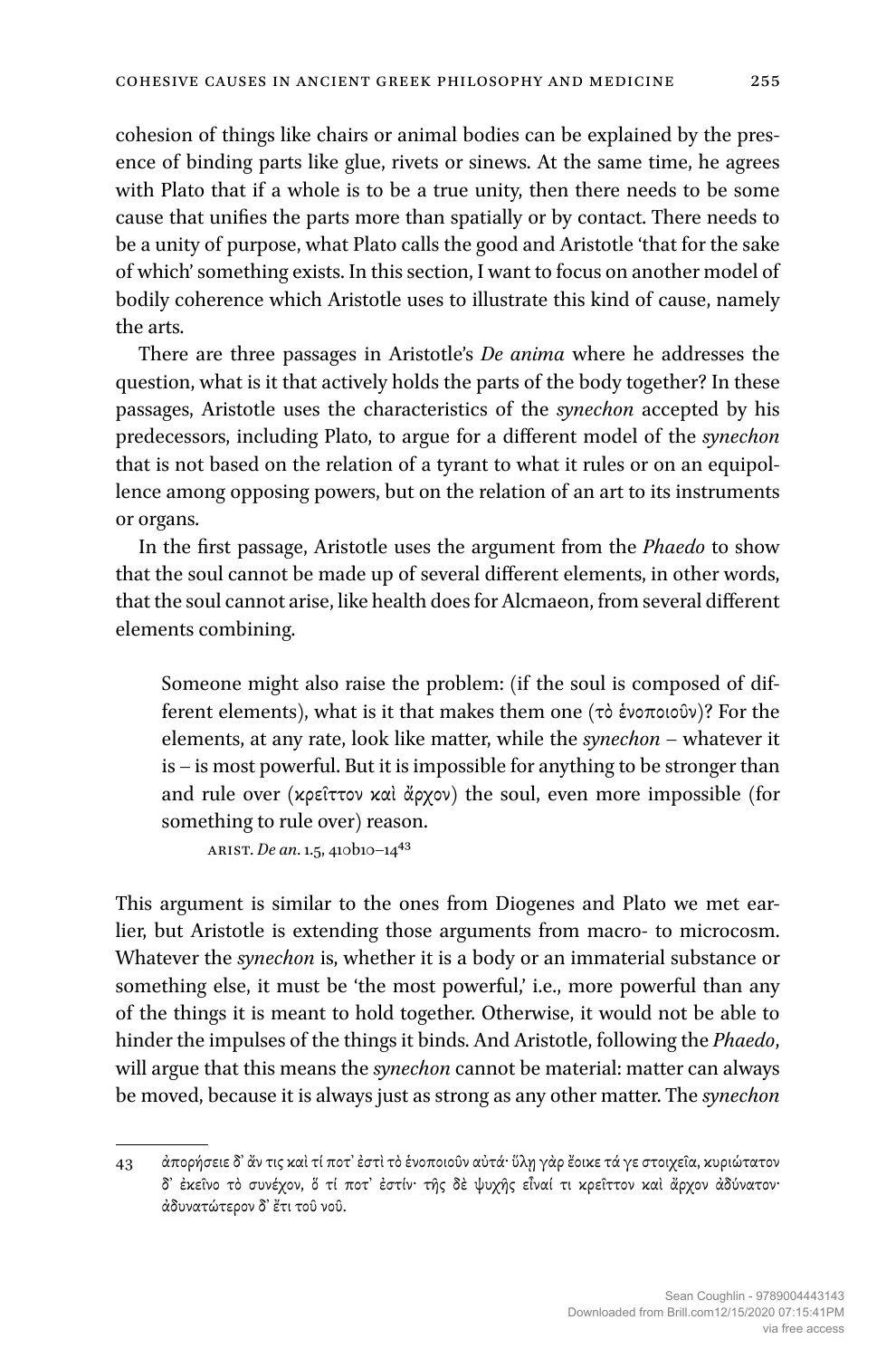cohesion of things like chairs or animal bodies can be explained by the presence of binding parts like glue, rivets or sinews. At the same time, he agrees with Plato that if a whole is to be a true unity, then there needs to be some cause that unifies the parts more than spatially or by contact. There needs to be a unity of purpose, what Plato calls the good and Aristotle 'that for the sake of which' something exists. In this section, I want to focus on another model of bodily coherence which Aristotle uses to illustrate this kind of cause, namely the arts.

There are three passages in Aristotle's *De anima* where he addresses the question, what is it that actively holds the parts of the body together? In these passages, Aristotle uses the characteristics of the *synechon* accepted by his predecessors, including Plato, to argue for a different model of the *synechon* that is not based on the relation of a tyrant to what it rules or on an equipollence among opposing powers, but on the relation of an art to its instruments or organs.

In the first passage, Aristotle uses the argument from the *Phaedo* to show that the soul cannot be made up of several different elements, in other words, that the soul cannot arise, like health does for Alcmaeon, from several different elements combining.

> Someone might also raise the problem: (if the soul is composed of different elements), what is it that makes them one (τὸ ἑνοποιοῦν)? For the elements, at any rate, look like matter, while the *synechon* – whatever it is – is most powerful. But it is impossible for anything to be stronger than and rule over (κρεῖττον καὶ ἄρχον) the soul, even more impossible (for something to rule over) reason.
>
> ARIST. *De an.* 1.5, 410b10–14[43]

This argument is similar to the ones from Diogenes and Plato we met earlier, but Aristotle is extending those arguments from macro- to microcosm. Whatever the *synechon* is, whether it is a body or an immaterial substance or something else, it must be 'the most powerful,' i.e., more powerful than any of the things it is meant to hold together. Otherwise, it would not be able to hinder the impulses of the things it binds. And Aristotle, following the *Phaedo*, will argue that this means the *synechon* cannot be material: matter can always be moved, because it is always just as strong as any other matter. The *synechon*

---

43 ἀπορήσειε δ' ἄν τις καὶ τί ποτ' ἐστὶ τὸ ἑνοποιοῦν αὐτά· ὕλῃ γὰρ ἔοικε τά γε στοιχεῖα, κυριώτατον δ' ἐκεῖνο τὸ συνέχον, ὅ τί ποτ' ἐστίν· τῆς δὲ ψυχῆς εἶναί τι κρεῖττον καὶ ἄρχον ἀδύνατον· ἀδυνατώτερον δ' ἔτι τοῦ νοῦ.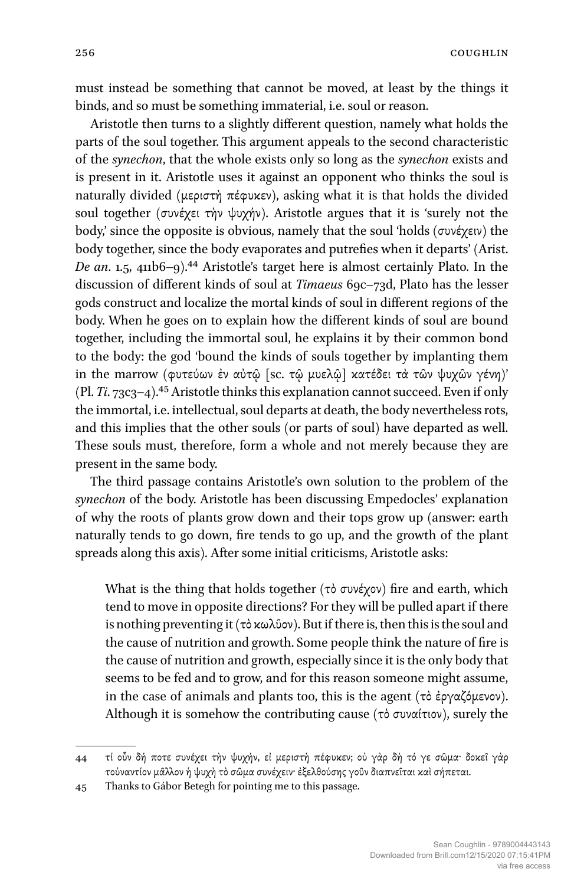must instead be something that cannot be moved, at least by the things it binds, and so must be something immaterial, i.e. soul or reason.

Aristotle then turns to a slightly different question, namely what holds the parts of the soul together. This argument appeals to the second characteristic of the *synechon*, that the whole exists only so long as the *synechon* exists and is present in it. Aristotle uses it against an opponent who thinks the soul is naturally divided (μεριστὴ πέφυκεν), asking what it is that holds the divided soul together (συνέχει τὴν ψυχήν). Aristotle argues that it is 'surely not the body,' since the opposite is obvious, namely that the soul 'holds (συνέχειν) the body together, since the body evaporates and putrefies when it departs' (Arist. *De an*. 1.5, 411b6–9).[44] Aristotle's target here is almost certainly Plato. In the discussion of different kinds of soul at *Timaeus* 69c–73d, Plato has the lesser gods construct and localize the mortal kinds of soul in different regions of the body. When he goes on to explain how the different kinds of soul are bound together, including the immortal soul, he explains it by their common bond to the body: the god 'bound the kinds of souls together by implanting them in the marrow (φυτεύων ἐν αὐτῷ [sc. τῷ μυελῷ] κατέδει τὰ τῶν ψυχῶν γένη)' (Pl. *Ti*. 73c3–4).[45] Aristotle thinks this explanation cannot succeed. Even if only the immortal, i.e. intellectual, soul departs at death, the body nevertheless rots, and this implies that the other souls (or parts of soul) have departed as well. These souls must, therefore, form a whole and not merely because they are present in the same body.

The third passage contains Aristotle's own solution to the problem of the *synechon* of the body. Aristotle has been discussing Empedocles' explanation of why the roots of plants grow down and their tops grow up (answer: earth naturally tends to go down, fire tends to go up, and the growth of the plant spreads along this axis). After some initial criticisms, Aristotle asks:

> What is the thing that holds together (τὸ συνέχον) fire and earth, which tend to move in opposite directions? For they will be pulled apart if there is nothing preventing it (τὸ κωλῦον). But if there is, then this is the soul and the cause of nutrition and growth. Some people think the nature of fire is the cause of nutrition and growth, especially since it is the only body that seems to be fed and to grow, and for this reason someone might assume, in the case of animals and plants too, this is the agent (τὸ ἐργαζόμενον). Although it is somehow the contributing cause (τὸ συναίτιον), surely the

---

44 τί οὖν δή ποτε συνέχει τὴν ψυχήν, εἰ μεριστὴ πέφυκεν; οὐ γὰρ δὴ τό γε σῶμα· δοκεῖ γὰρ τοὐναντίον μᾶλλον ἡ ψυχὴ τὸ σῶμα συνέχειν· ἐξελθούσης γοῦν διαπνεῖται καὶ σήπεται.

45 Thanks to Gábor Betegh for pointing me to this passage.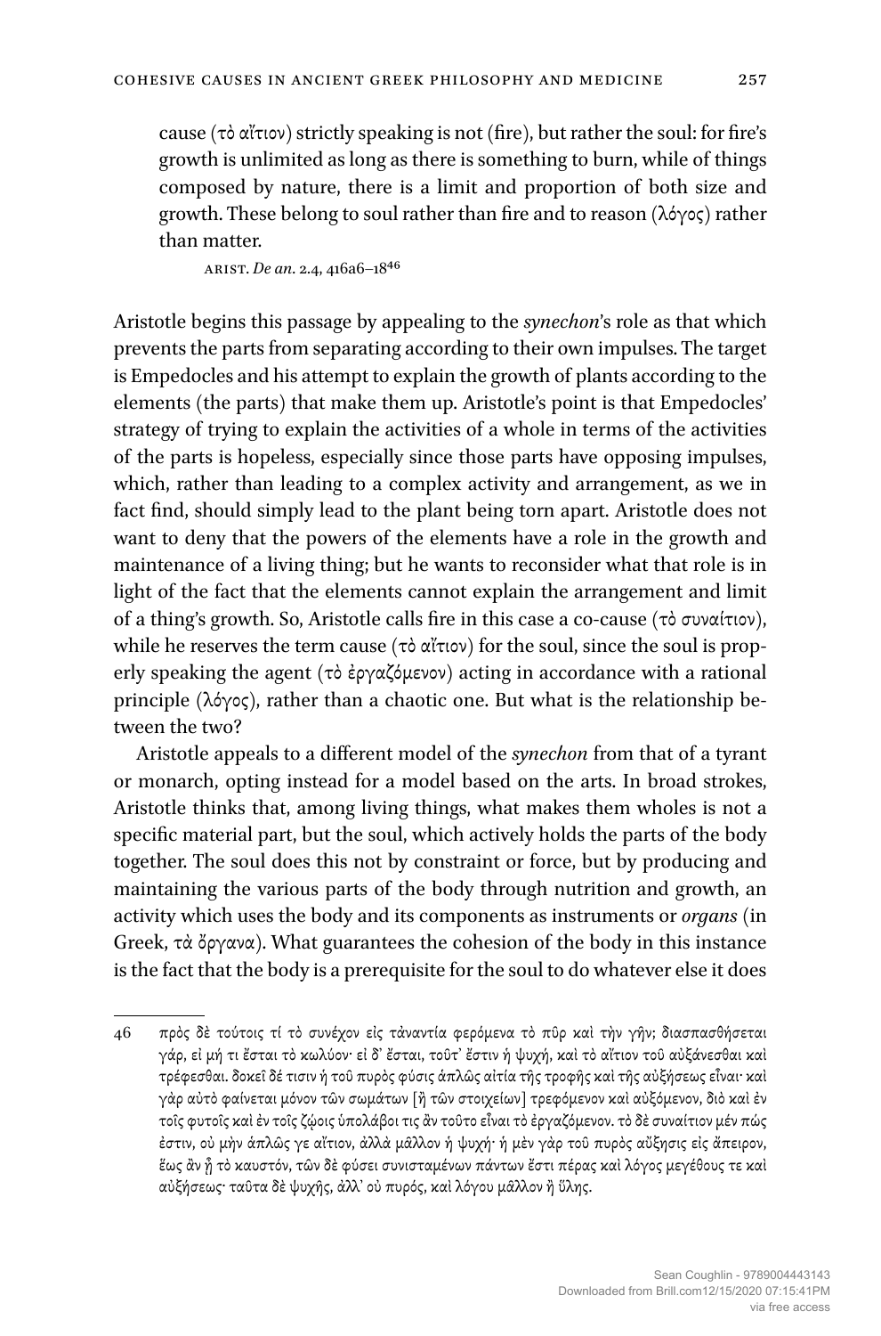cause (τὸ αἴτιον) strictly speaking is not (fire), but rather the soul: for fire's growth is unlimited as long as there is something to burn, while of things composed by nature, there is a limit and proportion of both size and growth. These belong to soul rather than fire and to reason (λόγος) rather than matter.

ARIST. *De an.* 2.4, 416a6–18[46]

Aristotle begins this passage by appealing to the *synechon*'s role as that which prevents the parts from separating according to their own impulses. The target is Empedocles and his attempt to explain the growth of plants according to the elements (the parts) that make them up. Aristotle's point is that Empedocles' strategy of trying to explain the activities of a whole in terms of the activities of the parts is hopeless, especially since those parts have opposing impulses, which, rather than leading to a complex activity and arrangement, as we in fact find, should simply lead to the plant being torn apart. Aristotle does not want to deny that the powers of the elements have a role in the growth and maintenance of a living thing; but he wants to reconsider what that role is in light of the fact that the elements cannot explain the arrangement and limit of a thing's growth. So, Aristotle calls fire in this case a co-cause (τὸ συναίτιον), while he reserves the term cause (τὸ αἴτιον) for the soul, since the soul is properly speaking the agent (τὸ ἐργαζόμενον) acting in accordance with a rational principle (λόγος), rather than a chaotic one. But what is the relationship between the two?

Aristotle appeals to a different model of the *synechon* from that of a tyrant or monarch, opting instead for a model based on the arts. In broad strokes, Aristotle thinks that, among living things, what makes them wholes is not a specific material part, but the soul, which actively holds the parts of the body together. The soul does this not by constraint or force, but by producing and maintaining the various parts of the body through nutrition and growth, an activity which uses the body and its components as instruments or *organs* (in Greek, τὰ ὄργανα). What guarantees the cohesion of the body in this instance is the fact that the body is a prerequisite for the soul to do whatever else it does

---

46 πρὸς δὲ τούτοις τί τὸ συνέχον εἰς τἀναντία φερόμενα τὸ πῦρ καὶ τὴν γῆν; διασπασθήσεται γάρ, εἰ μή τι ἔσται τὸ κωλῦον· εἰ δ᾽ ἔσται, τοῦτ᾽ ἔστιν ἡ ψυχή, καὶ τὸ αἴτιον τοῦ αὐξάνεσθαι καὶ τρέφεσθαι. δοκεῖ δέ τισιν ἡ τοῦ πυρὸς φύσις ἁπλῶς αἰτία τῆς τροφῆς καὶ τῆς αὐξήσεως εἶναι· καὶ γὰρ αὐτὸ φαίνεται μόνον τῶν σωμάτων [ἢ τῶν στοιχείων] τρεφόμενον καὶ αὐξόμενον, διὸ καὶ ἐν τοῖς φυτοῖς καὶ ἐν τοῖς ζῴοις ὑπολάβοι τις ἂν τοῦτο εἶναι τὸ ἐργαζόμενον. τὸ δὲ συναίτιον μέν πώς ἐστιν, οὐ μὴν ἁπλῶς γε αἴτιον, ἀλλὰ μᾶλλον ἡ ψυχή· ἡ μὲν γὰρ τοῦ πυρὸς αὔξησις εἰς ἄπειρον, ἕως ἂν ᾖ τὸ καυστόν, τῶν δὲ φύσει συνισταμένων πάντων ἔστι πέρας καὶ λόγος μεγέθους τε καὶ αὐξήσεως· ταῦτα δὲ ψυχῆς, ἀλλ᾽ οὐ πυρός, καὶ λόγου μᾶλλον ἢ ὕλης.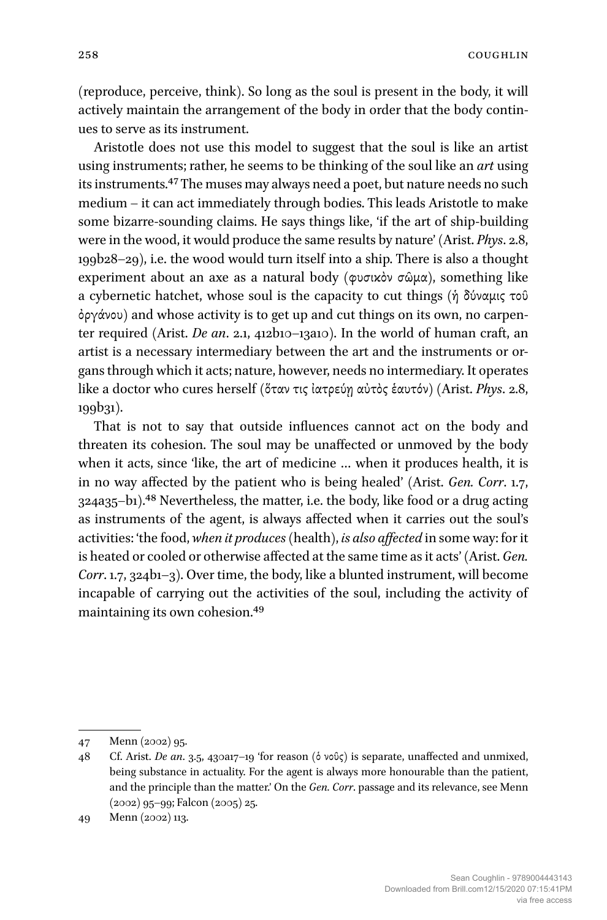(reproduce, perceive, think). So long as the soul is present in the body, it will actively maintain the arrangement of the body in order that the body continues to serve as its instrument.

Aristotle does not use this model to suggest that the soul is like an artist using instruments; rather, he seems to be thinking of the soul like an *art* using its instruments.[47] The muses may always need a poet, but nature needs no such medium – it can act immediately through bodies. This leads Aristotle to make some bizarre-sounding claims. He says things like, 'if the art of ship-building were in the wood, it would produce the same results by nature' (Arist. *Phys*. 2.8, 199b28–29), i.e. the wood would turn itself into a ship. There is also a thought experiment about an axe as a natural body (φυσικὸν σῶμα), something like a cybernetic hatchet, whose soul is the capacity to cut things (ἡ δύναμις τοῦ ὀργάνου) and whose activity is to get up and cut things on its own, no carpenter required (Arist. *De an*. 2.1, 412b10–13a10). In the world of human craft, an artist is a necessary intermediary between the art and the instruments or organs through which it acts; nature, however, needs no intermediary. It operates like a doctor who cures herself (ὅταν τις ἰατρεύῃ αὐτὸς ἑαυτόν) (Arist. *Phys*. 2.8, 199b31).

That is not to say that outside influences cannot act on the body and threaten its cohesion. The soul may be unaffected or unmoved by the body when it acts, since 'like, the art of medicine … when it produces health, it is in no way affected by the patient who is being healed' (Arist. *Gen. Corr*. 1.7, 324a35–b1).[48] Nevertheless, the matter, i.e. the body, like food or a drug acting as instruments of the agent, is always affected when it carries out the soul's activities: 'the food, *when it produces* (health), *is also affected* in some way: for it is heated or cooled or otherwise affected at the same time as it acts' (Arist. *Gen. Corr*. 1.7, 324b1–3). Over time, the body, like a blunted instrument, will become incapable of carrying out the activities of the soul, including the activity of maintaining its own cohesion.[49]

---

47 Menn (2002) 95.

48 Cf. Arist. *De an*. 3.5, 430a17–19 'for reason (ὁ νοῦς) is separate, unaffected and unmixed, being substance in actuality. For the agent is always more honourable than the patient, and the principle than the matter.' On the *Gen. Corr*. passage and its relevance, see Menn (2002) 95–99; Falcon (2005) 25.

49 Menn (2002) 113.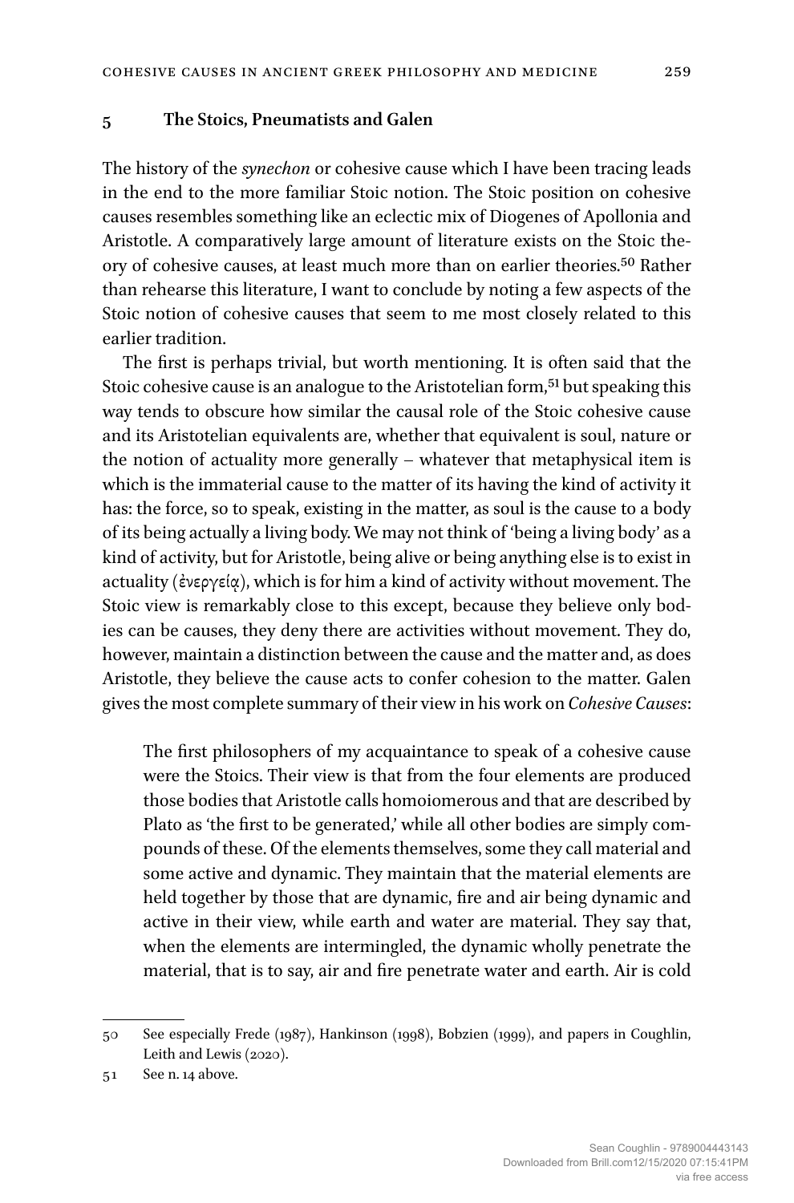## 5 The Stoics, Pneumatists and Galen

The history of the *synechon* or cohesive cause which I have been tracing leads in the end to the more familiar Stoic notion. The Stoic position on cohesive causes resembles something like an eclectic mix of Diogenes of Apollonia and Aristotle. A comparatively large amount of literature exists on the Stoic theory of cohesive causes, at least much more than on earlier theories.[50] Rather than rehearse this literature, I want to conclude by noting a few aspects of the Stoic notion of cohesive causes that seem to me most closely related to this earlier tradition.

The first is perhaps trivial, but worth mentioning. It is often said that the Stoic cohesive cause is an analogue to the Aristotelian form,[51] but speaking this way tends to obscure how similar the causal role of the Stoic cohesive cause and its Aristotelian equivalents are, whether that equivalent is soul, nature or the notion of actuality more generally – whatever that metaphysical item is which is the immaterial cause to the matter of its having the kind of activity it has: the force, so to speak, existing in the matter, as soul is the cause to a body of its being actually a living body. We may not think of 'being a living body' as a kind of activity, but for Aristotle, being alive or being anything else is to exist in actuality (ἐνεργείᾳ), which is for him a kind of activity without movement. The Stoic view is remarkably close to this except, because they believe only bodies can be causes, they deny there are activities without movement. They do, however, maintain a distinction between the cause and the matter and, as does Aristotle, they believe the cause acts to confer cohesion to the matter. Galen gives the most complete summary of their view in his work on *Cohesive Causes*:

> The first philosophers of my acquaintance to speak of a cohesive cause were the Stoics. Their view is that from the four elements are produced those bodies that Aristotle calls homoiomerous and that are described by Plato as 'the first to be generated,' while all other bodies are simply compounds of these. Of the elements themselves, some they call material and some active and dynamic. They maintain that the material elements are held together by those that are dynamic, fire and air being dynamic and active in their view, while earth and water are material. They say that, when the elements are intermingled, the dynamic wholly penetrate the material, that is to say, air and fire penetrate water and earth. Air is cold

---

50 See especially Frede (1987), Hankinson (1998), Bobzien (1999), and papers in Coughlin, Leith and Lewis (2020).

51 See n. 14 above.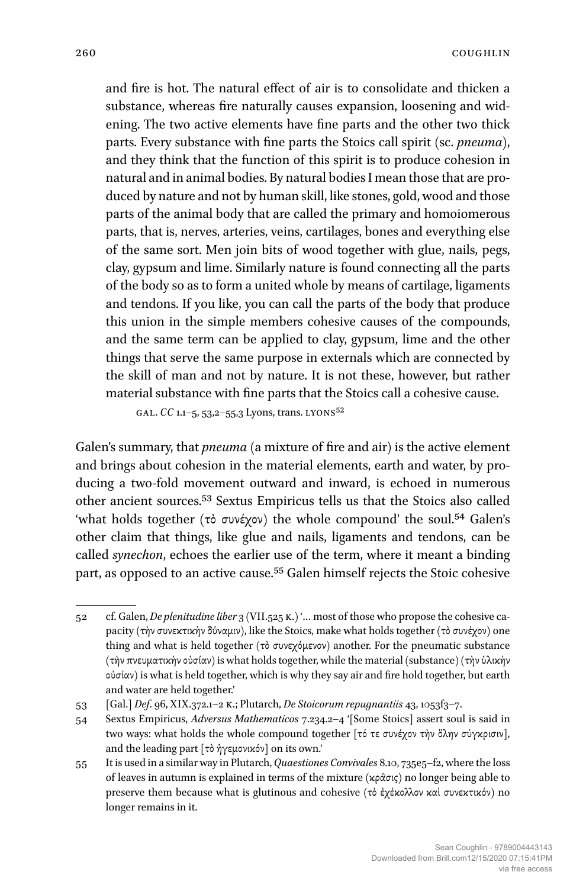> and fire is hot. The natural effect of air is to consolidate and thicken a substance, whereas fire naturally causes expansion, loosening and widening. The two active elements have fine parts and the other two thick parts. Every substance with fine parts the Stoics call spirit (sc. *pneuma*), and they think that the function of this spirit is to produce cohesion in natural and in animal bodies. By natural bodies I mean those that are produced by nature and not by human skill, like stones, gold, wood and those parts of the animal body that are called the primary and homoiomerous parts, that is, nerves, arteries, veins, cartilages, bones and everything else of the same sort. Men join bits of wood together with glue, nails, pegs, clay, gypsum and lime. Similarly nature is found connecting all the parts of the body so as to form a united whole by means of cartilage, ligaments and tendons. If you like, you can call the parts of the body that produce this union in the simple members cohesive causes of the compounds, and the same term can be applied to clay, gypsum, lime and the other things that serve the same purpose in externals which are connected by the skill of man and not by nature. It is not these, however, but rather material substance with fine parts that the Stoics call a cohesive cause.
>
> GAL. *CC* 1.1–5, 53,2–55,3 Lyons, trans. LYONS[52]

Galen's summary, that *pneuma* (a mixture of fire and air) is the active element and brings about cohesion in the material elements, earth and water, by producing a two-fold movement outward and inward, is echoed in numerous other ancient sources.[53] Sextus Empiricus tells us that the Stoics also called 'what holds together (τὸ συνέχον) the whole compound' the soul.[54] Galen's other claim that things, like glue and nails, ligaments and tendons, can be called *synechon*, echoes the earlier use of the term, where it meant a binding part, as opposed to an active cause.[55] Galen himself rejects the Stoic cohesive

---

52 cf. Galen, *De plenitudine liber* 3 (VII.525 K.) '… most of those who propose the cohesive capacity (τὴν συνεκτικὴν δύναμιν), like the Stoics, make what holds together (τὸ συνέχον) one thing and what is held together (τὸ συνεχόμενον) another. For the pneumatic substance (τὴν πνευματικὴν οὐσίαν) is what holds together, while the material (substance) (τὴν ὑλικὴν οὐσίαν) is what is held together, which is why they say air and fire hold together, but earth and water are held together.'

53 [Gal.] *Def*. 96, XIX.372.1–2 K.; Plutarch, *De Stoicorum repugnantiis* 43, 1053f3–7.

54 Sextus Empiricus, *Adversus Mathematicos* 7.234.2–4 '[Some Stoics] assert soul is said in two ways: what holds the whole compound together [τό τε συνέχον τὴν ὅλην σύγκρισιν], and the leading part [τὸ ἡγεμονικόν] on its own.'

55 It is used in a similar way in Plutarch, *Quaestiones Convivales* 8.10, 735e5–f2, where the loss of leaves in autumn is explained in terms of the mixture (κρᾶσις) no longer being able to preserve them because what is glutinous and cohesive (τὸ ἐχέκολλον καὶ συνεκτικόν) no longer remains in it.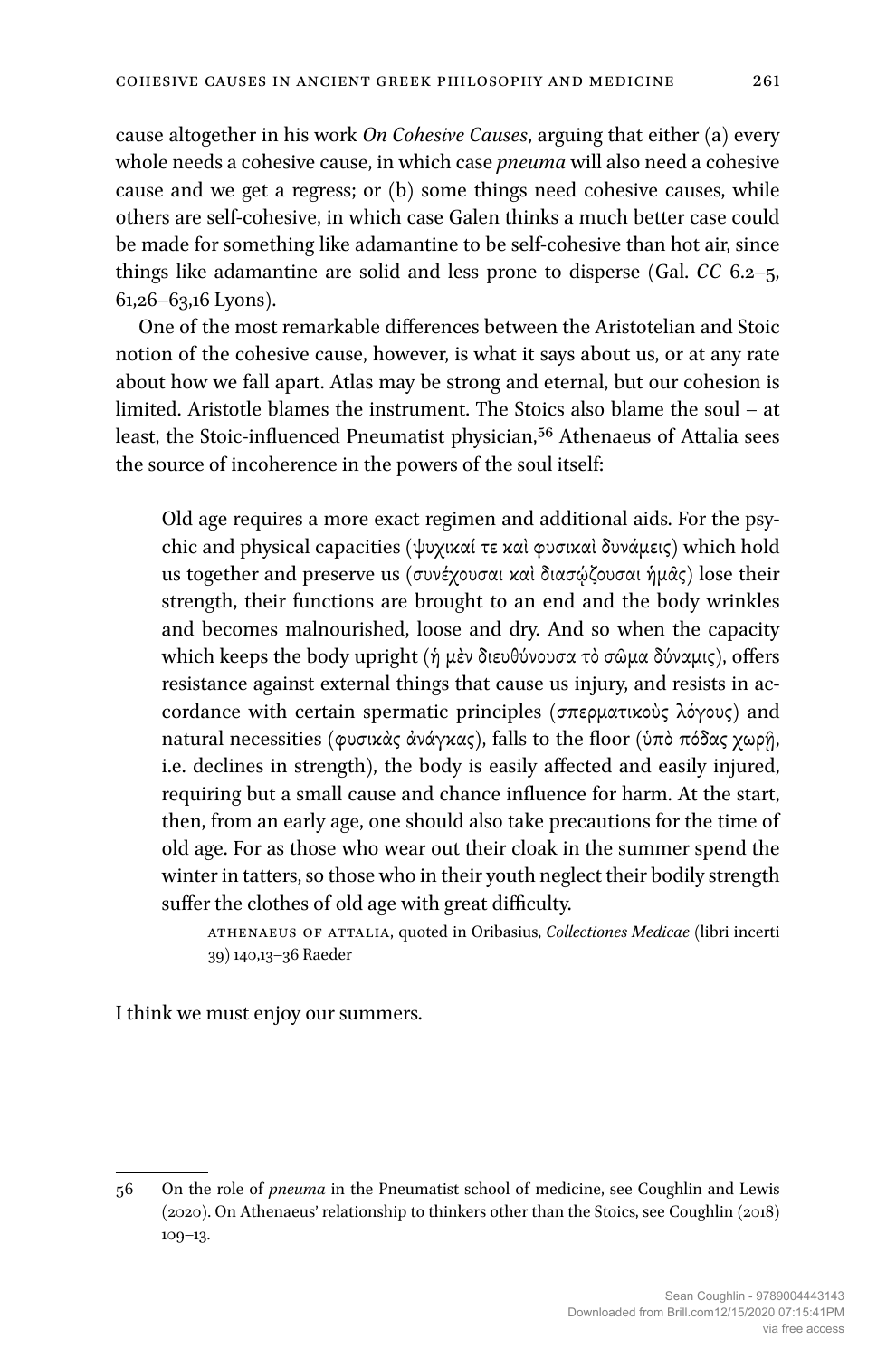cause altogether in his work *On Cohesive Causes*, arguing that either (a) every whole needs a cohesive cause, in which case *pneuma* will also need a cohesive cause and we get a regress; or (b) some things need cohesive causes, while others are self-cohesive, in which case Galen thinks a much better case could be made for something like adamantine to be self-cohesive than hot air, since things like adamantine are solid and less prone to disperse (Gal. *CC* 6.2–5, 61,26–63,16 Lyons).

One of the most remarkable differences between the Aristotelian and Stoic notion of the cohesive cause, however, is what it says about us, or at any rate about how we fall apart. Atlas may be strong and eternal, but our cohesion is limited. Aristotle blames the instrument. The Stoics also blame the soul – at least, the Stoic-influenced Pneumatist physician,[56] Athenaeus of Attalia sees the source of incoherence in the powers of the soul itself:

> Old age requires a more exact regimen and additional aids. For the psychic and physical capacities (ψυχικαί τε καὶ φυσικαὶ δυνάμεις) which hold us together and preserve us (συνέχουσαι καὶ διασῴζουσαι ἡμᾶς) lose their strength, their functions are brought to an end and the body wrinkles and becomes malnourished, loose and dry. And so when the capacity which keeps the body upright (ἡ μὲν διευθύνουσα τὸ σῶμα δύναμις), offers resistance against external things that cause us injury, and resists in accordance with certain spermatic principles (σπερματικοὺς λόγους) and natural necessities (φυσικὰς ἀνάγκας), falls to the floor (ὑπὸ πόδας χωρῇ, i.e. declines in strength), the body is easily affected and easily injured, requiring but a small cause and chance influence for harm. At the start, then, from an early age, one should also take precautions for the time of old age. For as those who wear out their cloak in the summer spend the winter in tatters, so those who in their youth neglect their bodily strength suffer the clothes of old age with great difficulty.
>
> Athenaeus of Attalia, quoted in Oribasius, *Collectiones Medicae* (libri incerti 39) 140,13–36 Raeder

I think we must enjoy our summers.

---

56 On the role of *pneuma* in the Pneumatist school of medicine, see Coughlin and Lewis (2020). On Athenaeus' relationship to thinkers other than the Stoics, see Coughlin (2018) 109–13.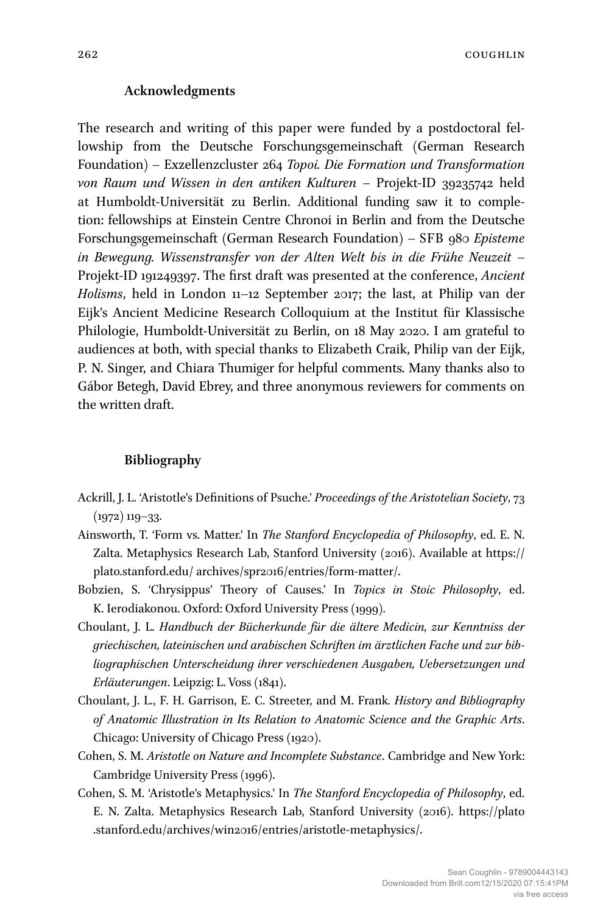## Acknowledgments

The research and writing of this paper were funded by a postdoctoral fellowship from the Deutsche Forschungsgemeinschaft (German Research Foundation) – Exzellenzcluster 264 *Topoi. Die Formation und Transformation von Raum und Wissen in den antiken Kulturen* – Projekt-ID 39235742 held at Humboldt-Universität zu Berlin. Additional funding saw it to completion: fellowships at Einstein Centre Chronoi in Berlin and from the Deutsche Forschungsgemeinschaft (German Research Foundation) – SFB 980 *Episteme in Bewegung. Wissenstransfer von der Alten Welt bis in die Frühe Neuzeit* – Projekt-ID 191249397. The first draft was presented at the conference, *Ancient Holisms*, held in London 11–12 September 2017; the last, at Philip van der Eijk's Ancient Medicine Research Colloquium at the Institut für Klassische Philologie, Humboldt-Universität zu Berlin, on 18 May 2020. I am grateful to audiences at both, with special thanks to Elizabeth Craik, Philip van der Eijk, P. N. Singer, and Chiara Thumiger for helpful comments. Many thanks also to Gábor Betegh, David Ebrey, and three anonymous reviewers for comments on the written draft.

## Bibliography

Ackrill, J. L. 'Aristotle's Definitions of Psuche.' *Proceedings of the Aristotelian Society*, 73 (1972) 119–33.

Ainsworth, T. 'Form vs. Matter.' In *The Stanford Encyclopedia of Philosophy*, ed. E. N. Zalta. Metaphysics Research Lab, Stanford University (2016). Available at https://plato.stanford.edu/ archives/spr2016/entries/form-matter/.

Bobzien, S. 'Chrysippus' Theory of Causes.' In *Topics in Stoic Philosophy*, ed. K. Ierodiakonou. Oxford: Oxford University Press (1999).

Choulant, J. L. *Handbuch der Bücherkunde für die ältere Medicin, zur Kenntniss der griechischen, lateinischen und arabischen Schriften im ärztlichen Fache und zur bibliographischen Unterscheidung ihrer verschiedenen Ausgaben, Uebersetzungen und Erläuterungen*. Leipzig: L. Voss (1841).

Choulant, J. L., F. H. Garrison, E. C. Streeter, and M. Frank. *History and Bibliography of Anatomic Illustration in Its Relation to Anatomic Science and the Graphic Arts*. Chicago: University of Chicago Press (1920).

Cohen, S. M. *Aristotle on Nature and Incomplete Substance*. Cambridge and New York: Cambridge University Press (1996).

Cohen, S. M. 'Aristotle's Metaphysics.' In *The Stanford Encyclopedia of Philosophy*, ed. E. N. Zalta. Metaphysics Research Lab, Stanford University (2016). https://plato.stanford.edu/archives/win2016/entries/aristotle-metaphysics/.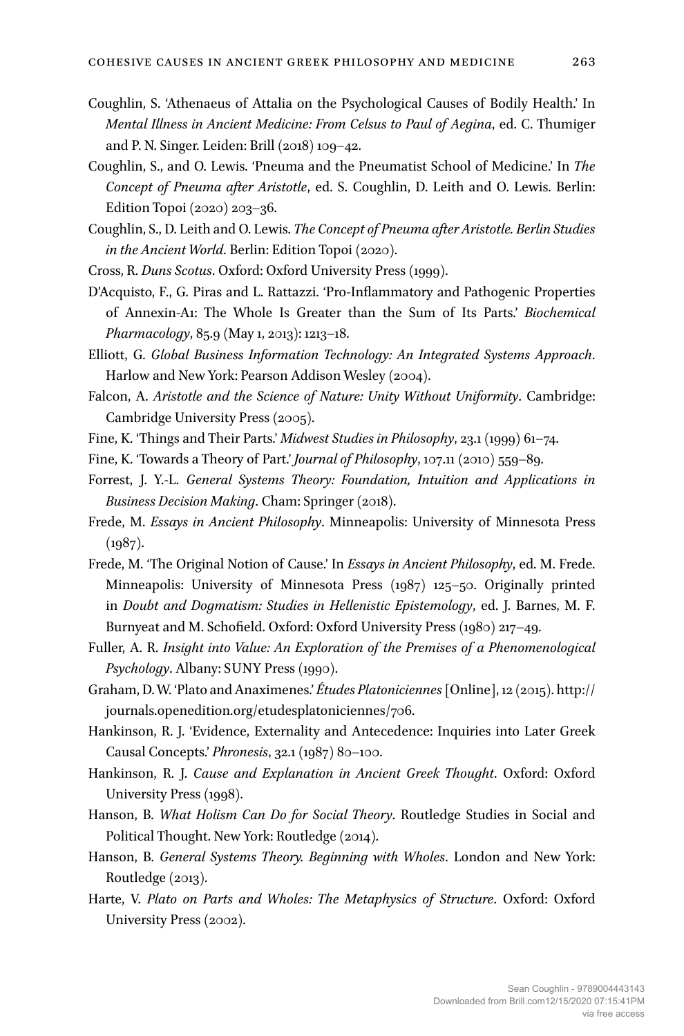Coughlin, S. 'Athenaeus of Attalia on the Psychological Causes of Bodily Health.' In *Mental Illness in Ancient Medicine: From Celsus to Paul of Aegina*, ed. C. Thumiger and P. N. Singer. Leiden: Brill (2018) 109–42.

Coughlin, S., and O. Lewis. 'Pneuma and the Pneumatist School of Medicine.' In *The Concept of Pneuma after Aristotle*, ed. S. Coughlin, D. Leith and O. Lewis. Berlin: Edition Topoi (2020) 203–36.

Coughlin, S., D. Leith and O. Lewis. *The Concept of Pneuma after Aristotle. Berlin Studies in the Ancient World*. Berlin: Edition Topoi (2020).

Cross, R. *Duns Scotus*. Oxford: Oxford University Press (1999).

D'Acquisto, F., G. Piras and L. Rattazzi. 'Pro-Inflammatory and Pathogenic Properties of Annexin-A1: The Whole Is Greater than the Sum of Its Parts.' *Biochemical Pharmacology*, 85.9 (May 1, 2013): 1213–18.

Elliott, G. *Global Business Information Technology: An Integrated Systems Approach*. Harlow and New York: Pearson Addison Wesley (2004).

Falcon, A. *Aristotle and the Science of Nature: Unity Without Uniformity*. Cambridge: Cambridge University Press (2005).

Fine, K. 'Things and Their Parts.' *Midwest Studies in Philosophy*, 23.1 (1999) 61–74.

Fine, K. 'Towards a Theory of Part.' *Journal of Philosophy*, 107.11 (2010) 559–89.

Forrest, J. Y.-L. *General Systems Theory: Foundation, Intuition and Applications in Business Decision Making*. Cham: Springer (2018).

Frede, M. *Essays in Ancient Philosophy*. Minneapolis: University of Minnesota Press (1987).

Frede, M. 'The Original Notion of Cause.' In *Essays in Ancient Philosophy*, ed. M. Frede. Minneapolis: University of Minnesota Press (1987) 125–50. Originally printed in *Doubt and Dogmatism: Studies in Hellenistic Epistemology*, ed. J. Barnes, M. F. Burnyeat and M. Schofield. Oxford: Oxford University Press (1980) 217–49.

Fuller, A. R. *Insight into Value: An Exploration of the Premises of a Phenomenological Psychology*. Albany: SUNY Press (1990).

Graham, D. W. 'Plato and Anaximenes.' *Études Platoniciennes* [Online], 12 (2015). http://journals.openedition.org/etudesplatoniciennes/706.

Hankinson, R. J. 'Evidence, Externality and Antecedence: Inquiries into Later Greek Causal Concepts.' *Phronesis*, 32.1 (1987) 80–100.

Hankinson, R. J. *Cause and Explanation in Ancient Greek Thought*. Oxford: Oxford University Press (1998).

Hanson, B. *What Holism Can Do for Social Theory*. Routledge Studies in Social and Political Thought. New York: Routledge (2014).

Hanson, B. *General Systems Theory. Beginning with Wholes*. London and New York: Routledge (2013).

Harte, V. *Plato on Parts and Wholes: The Metaphysics of Structure*. Oxford: Oxford University Press (2002).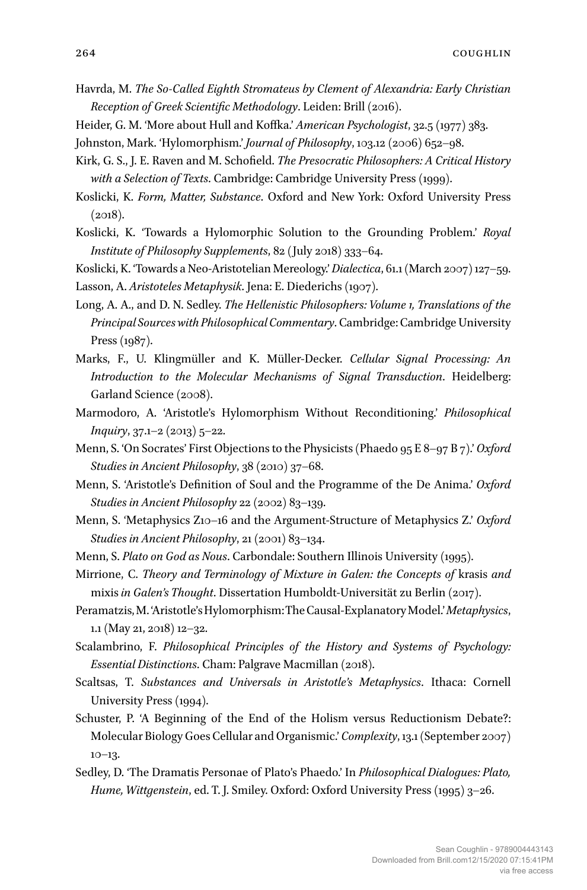Havrda, M. *The So-Called Eighth Stromateus by Clement of Alexandria: Early Christian Reception of Greek Scientific Methodology*. Leiden: Brill (2016).

Heider, G. M. 'More about Hull and Koffka.' *American Psychologist*, 32.5 (1977) 383.

Johnston, Mark. 'Hylomorphism.' *Journal of Philosophy*, 103.12 (2006) 652–98.

Kirk, G. S., J. E. Raven and M. Schofield. *The Presocratic Philosophers: A Critical History with a Selection of Texts*. Cambridge: Cambridge University Press (1999).

Koslicki, K. *Form, Matter, Substance*. Oxford and New York: Oxford University Press (2018).

Koslicki, K. 'Towards a Hylomorphic Solution to the Grounding Problem.' *Royal Institute of Philosophy Supplements*, 82 (July 2018) 333–64.

Koslicki, K. 'Towards a Neo-Aristotelian Mereology.' *Dialectica*, 61.1 (March 2007) 127–59.

Lasson, A. *Aristoteles Metaphysik*. Jena: E. Diederichs (1907).

Long, A. A., and D. N. Sedley. *The Hellenistic Philosophers: Volume 1, Translations of the Principal Sources with Philosophical Commentary*. Cambridge: Cambridge University Press (1987).

Marks, F., U. Klingmüller and K. Müller-Decker. *Cellular Signal Processing: An Introduction to the Molecular Mechanisms of Signal Transduction*. Heidelberg: Garland Science (2008).

Marmodoro, A. 'Aristotle's Hylomorphism Without Reconditioning.' *Philosophical Inquiry*, 37.1–2 (2013) 5–22.

Menn, S. 'On Socrates' First Objections to the Physicists (Phaedo 95 E 8–97 B 7).' *Oxford Studies in Ancient Philosophy*, 38 (2010) 37–68.

Menn, S. 'Aristotle's Definition of Soul and the Programme of the De Anima.' *Oxford Studies in Ancient Philosophy* 22 (2002) 83–139.

Menn, S. 'Metaphysics Z10–16 and the Argument-Structure of Metaphysics Z.' *Oxford Studies in Ancient Philosophy*, 21 (2001) 83–134.

Menn, S. *Plato on God as Nous*. Carbondale: Southern Illinois University (1995).

Mirrione, C. *Theory and Terminology of Mixture in Galen: the Concepts of* krasis *and* mixis *in Galen's Thought*. Dissertation Humboldt-Universität zu Berlin (2017).

Peramatzis, M. 'Aristotle's Hylomorphism: The Causal-Explanatory Model.' *Metaphysics*, 1.1 (May 21, 2018) 12–32.

Scalambrino, F. *Philosophical Principles of the History and Systems of Psychology: Essential Distinctions*. Cham: Palgrave Macmillan (2018).

Scaltsas, T. *Substances and Universals in Aristotle's Metaphysics*. Ithaca: Cornell University Press (1994).

Schuster, P. 'A Beginning of the End of the Holism versus Reductionism Debate?: Molecular Biology Goes Cellular and Organismic.' *Complexity*, 13.1 (September 2007) 10–13.

Sedley, D. 'The Dramatis Personae of Plato's Phaedo.' In *Philosophical Dialogues: Plato, Hume, Wittgenstein*, ed. T. J. Smiley. Oxford: Oxford University Press (1995) 3–26.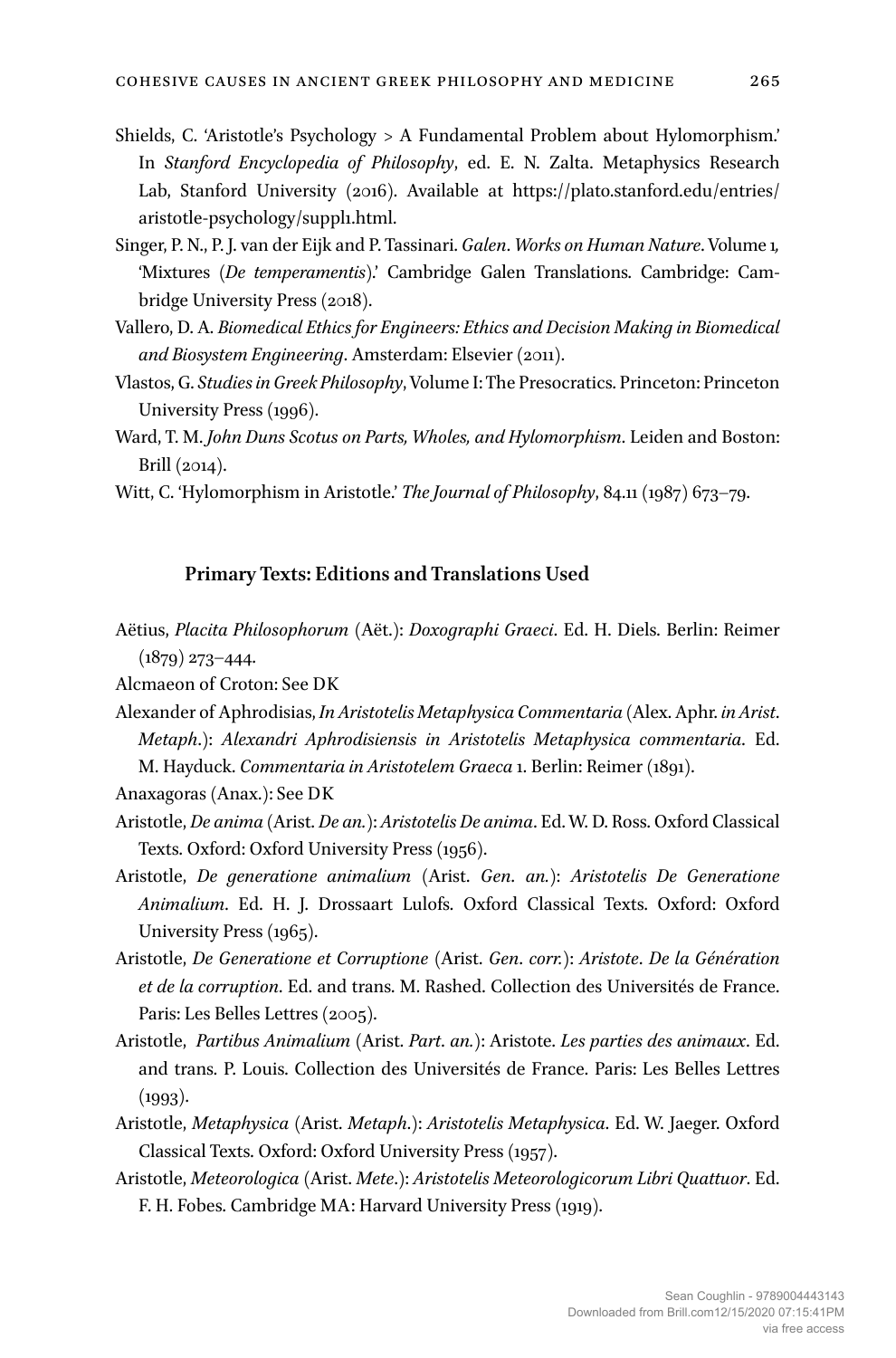Shields, C. 'Aristotle's Psychology > A Fundamental Problem about Hylomorphism.' In *Stanford Encyclopedia of Philosophy*, ed. E. N. Zalta. Metaphysics Research Lab, Stanford University (2016). Available at https://plato.stanford.edu/entries/aristotle-psychology/suppl1.html.

Singer, P. N., P. J. van der Eijk and P. Tassinari. *Galen. Works on Human Nature*. Volume 1, 'Mixtures (*De temperamentis*).' Cambridge Galen Translations. Cambridge: Cambridge University Press (2018).

Vallero, D. A. *Biomedical Ethics for Engineers: Ethics and Decision Making in Biomedical and Biosystem Engineering*. Amsterdam: Elsevier (2011).

Vlastos, G. *Studies in Greek Philosophy*, Volume I: The Presocratics. Princeton: Princeton University Press (1996).

Ward, T. M. *John Duns Scotus on Parts, Wholes, and Hylomorphism*. Leiden and Boston: Brill (2014).

Witt, C. 'Hylomorphism in Aristotle.' *The Journal of Philosophy*, 84.11 (1987) 673–79.

### Primary Texts: Editions and Translations Used

Aëtius, *Placita Philosophorum* (Aët.): *Doxographi Graeci*. Ed. H. Diels. Berlin: Reimer (1879) 273–444.

Alcmaeon of Croton: See DK

Alexander of Aphrodisias, *In Aristotelis Metaphysica Commentaria* (Alex. Aphr. *in Arist. Metaph.*): *Alexandri Aphrodisiensis in Aristotelis Metaphysica commentaria*. Ed. M. Hayduck. *Commentaria in Aristotelem Graeca* 1. Berlin: Reimer (1891).

Anaxagoras (Anax.): See DK

Aristotle, *De anima* (Arist. *De an.*): *Aristotelis De anima*. Ed. W. D. Ross. Oxford Classical Texts. Oxford: Oxford University Press (1956).

Aristotle, *De generatione animalium* (Arist. *Gen. an.*): *Aristotelis De Generatione Animalium*. Ed. H. J. Drossaart Lulofs. Oxford Classical Texts. Oxford: Oxford University Press (1965).

Aristotle, *De Generatione et Corruptione* (Arist. *Gen. corr.*): *Aristote. De la Génération et de la corruption.* Ed. and trans. M. Rashed. Collection des Universités de France. Paris: Les Belles Lettres (2005).

Aristotle, *Partibus Animalium* (Arist. *Part. an.*): Aristote. *Les parties des animaux*. Ed. and trans. P. Louis. Collection des Universités de France. Paris: Les Belles Lettres (1993).

Aristotle, *Metaphysica* (Arist. *Metaph.*): *Aristotelis Metaphysica*. Ed. W. Jaeger. Oxford Classical Texts. Oxford: Oxford University Press (1957).

Aristotle, *Meteorologica* (Arist. *Mete.*): *Aristotelis Meteorologicorum Libri Quattuor*. Ed. F. H. Fobes. Cambridge MA: Harvard University Press (1919).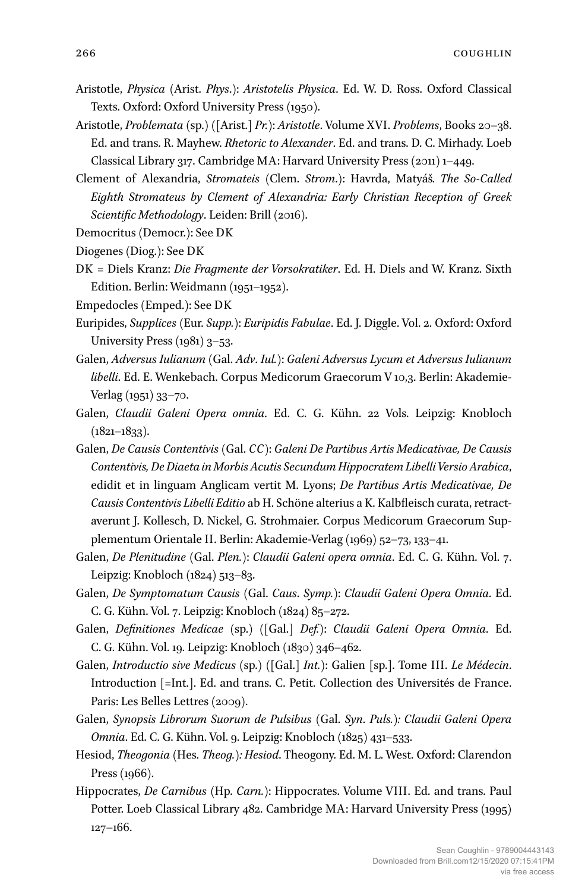Aristotle, *Physica* (Arist. *Phys.*): *Aristotelis Physica*. Ed. W. D. Ross. Oxford Classical Texts. Oxford: Oxford University Press (1950).

Aristotle, *Problemata* (sp.) ([Arist.] *Pr.*): *Aristotle*. Volume XVI. *Problems*, Books 20–38. Ed. and trans. R. Mayhew. *Rhetoric to Alexander*. Ed. and trans. D. C. Mirhady. Loeb Classical Library 317. Cambridge MA: Harvard University Press (2011) 1–449.

Clement of Alexandria, *Stromateis* (Clem. *Strom.*): Havrda, Matyáš. *The So-Called Eighth Stromateus by Clement of Alexandria: Early Christian Reception of Greek Scientific Methodology*. Leiden: Brill (2016).

Democritus (Democr.): See DK

Diogenes (Diog.): See DK

DK = Diels Kranz: *Die Fragmente der Vorsokratiker*. Ed. H. Diels and W. Kranz. Sixth Edition. Berlin: Weidmann (1951–1952).

Empedocles (Emped.): See DK

Euripides, *Supplices* (Eur. *Supp.*): *Euripidis Fabulae*. Ed. J. Diggle. Vol. 2. Oxford: Oxford University Press (1981) 3–53.

Galen, *Adversus Iulianum* (Gal. *Adv. Iul.*): *Galeni Adversus Lycum et Adversus Iulianum libelli*. Ed. E. Wenkebach. Corpus Medicorum Graecorum V 10,3. Berlin: Akademie-Verlag (1951) 33–70.

Galen, *Claudii Galeni Opera omnia*. Ed. C. G. Kühn. 22 Vols. Leipzig: Knobloch (1821–1833).

Galen, *De Causis Contentivis* (Gal. *CC*): *Galeni De Partibus Artis Medicativae, De Causis Contentivis, De Diaeta in Morbis Acutis Secundum Hippocratem Libelli Versio Arabica*, edidit et in linguam Anglicam vertit M. Lyons; *De Partibus Artis Medicativae, De Causis Contentivis Libelli Editio* ab H. Schöne alterius a K. Kalbfleisch curata, retractaverunt J. Kollesch, D. Nickel, G. Strohmaier. Corpus Medicorum Graecorum Supplementum Orientale II. Berlin: Akademie-Verlag (1969) 52–73, 133–41.

Galen, *De Plenitudine* (Gal. *Plen.*): *Claudii Galeni opera omnia*. Ed. C. G. Kühn. Vol. 7. Leipzig: Knobloch (1824) 513–83.

Galen, *De Symptomatum Causis* (Gal. *Caus. Symp.*): *Claudii Galeni Opera Omnia*. Ed. C. G. Kühn. Vol. 7. Leipzig: Knobloch (1824) 85–272.

Galen, *Definitiones Medicae* (sp.) ([Gal.] *Def.*): *Claudii Galeni Opera Omnia*. Ed. C. G. Kühn. Vol. 19. Leipzig: Knobloch (1830) 346–462.

Galen, *Introductio sive Medicus* (sp.) ([Gal.] *Int.*): Galien [sp.]. Tome III. *Le Médecin*. Introduction [=Int.]. Ed. and trans. C. Petit. Collection des Universités de France. Paris: Les Belles Lettres (2009).

Galen, *Synopsis Librorum Suorum de Pulsibus* (Gal. *Syn. Puls.*)*: Claudii Galeni Opera Omnia*. Ed. C. G. Kühn. Vol. 9. Leipzig: Knobloch (1825) 431–533.

Hesiod, *Theogonia* (Hes. *Theog.*)*: Hesiod*. Theogony. Ed. M. L. West. Oxford: Clarendon Press (1966).

Hippocrates, *De Carnibus* (Hp. *Carn.*): Hippocrates. Volume VIII. Ed. and trans. Paul Potter. Loeb Classical Library 482. Cambridge MA: Harvard University Press (1995) 127–166.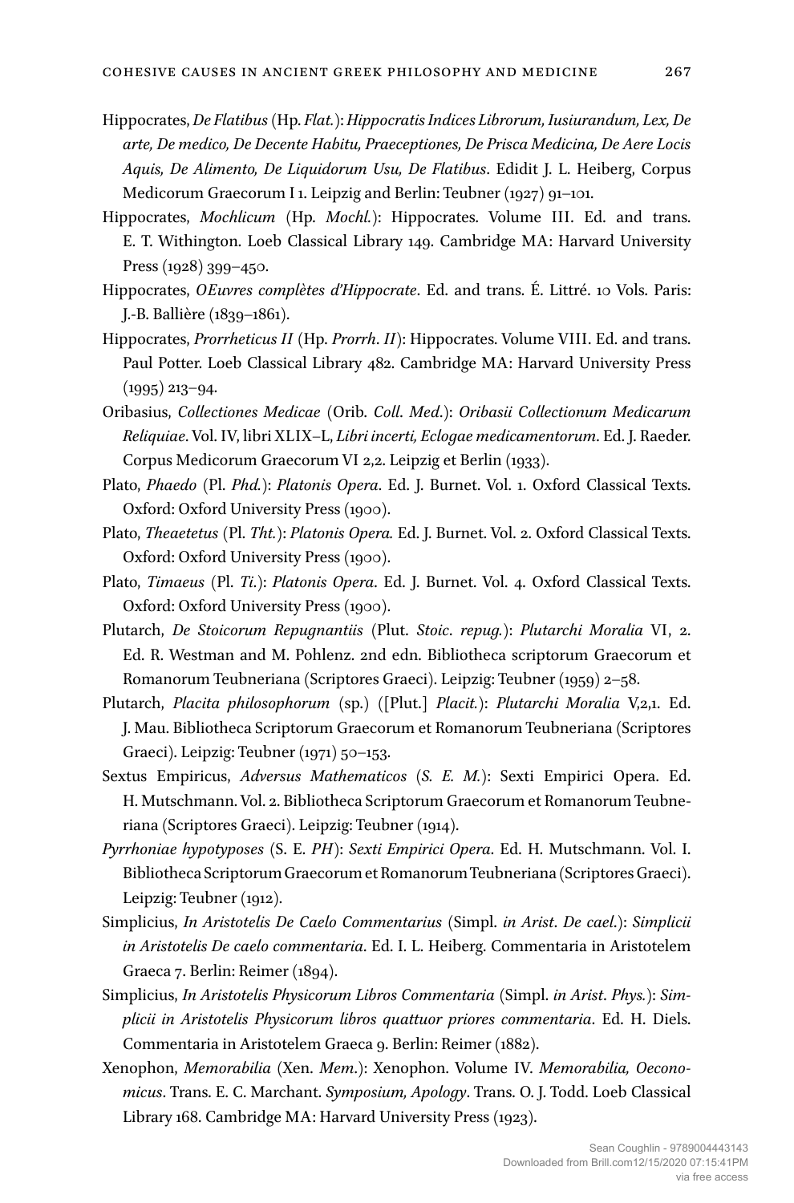Hippocrates, *De Flatibus* (Hp. *Flat.*): *Hippocratis Indices Librorum, Iusiurandum, Lex, De arte, De medico, De Decente Habitu, Praeceptiones, De Prisca Medicina, De Aere Locis Aquis, De Alimento, De Liquidorum Usu, De Flatibus*. Edidit J. L. Heiberg, Corpus Medicorum Graecorum I 1. Leipzig and Berlin: Teubner (1927) 91–101.

Hippocrates, *Mochlicum* (Hp. *Mochl.*): Hippocrates. Volume III. Ed. and trans. E. T. Withington. Loeb Classical Library 149. Cambridge MA: Harvard University Press (1928) 399–450.

Hippocrates, *OEuvres complètes d'Hippocrate*. Ed. and trans. É. Littré. 10 Vols. Paris: J.-B. Ballière (1839–1861).

Hippocrates, *Prorrheticus II* (Hp. *Prorrh. II*): Hippocrates. Volume VIII. Ed. and trans. Paul Potter. Loeb Classical Library 482. Cambridge MA: Harvard University Press (1995) 213–94.

Oribasius, *Collectiones Medicae* (Orib. *Coll. Med.*): *Oribasii Collectionum Medicarum Reliquiae*. Vol. IV, libri XLIX–L, *Libri incerti, Eclogae medicamentorum*. Ed. J. Raeder. Corpus Medicorum Graecorum VI 2,2. Leipzig et Berlin (1933).

Plato, *Phaedo* (Pl. *Phd.*): *Platonis Opera*. Ed. J. Burnet. Vol. 1. Oxford Classical Texts. Oxford: Oxford University Press (1900).

Plato, *Theaetetus* (Pl. *Tht.*): *Platonis Opera.* Ed. J. Burnet. Vol. 2. Oxford Classical Texts. Oxford: Oxford University Press (1900).

Plato, *Timaeus* (Pl. *Ti.*): *Platonis Opera*. Ed. J. Burnet. Vol. 4. Oxford Classical Texts. Oxford: Oxford University Press (1900).

Plutarch, *De Stoicorum Repugnantiis* (Plut. *Stoic. repug.*): *Plutarchi Moralia* VI, 2. Ed. R. Westman and M. Pohlenz. 2nd edn. Bibliotheca scriptorum Graecorum et Romanorum Teubneriana (Scriptores Graeci). Leipzig: Teubner (1959) 2–58.

Plutarch, *Placita philosophorum* (sp.) ([Plut.] *Placit.*): *Plutarchi Moralia* V,2,1. Ed. J. Mau. Bibliotheca Scriptorum Graecorum et Romanorum Teubneriana (Scriptores Graeci). Leipzig: Teubner (1971) 50–153.

Sextus Empiricus, *Adversus Mathematicos* (*S. E. M.*): Sexti Empirici Opera. Ed. H. Mutschmann. Vol. 2. Bibliotheca Scriptorum Graecorum et Romanorum Teubneriana (Scriptores Graeci). Leipzig: Teubner (1914).

*Pyrrhoniae hypotyposes* (S. E. *PH*): *Sexti Empirici Opera*. Ed. H. Mutschmann. Vol. I. Bibliotheca Scriptorum Graecorum et Romanorum Teubneriana (Scriptores Graeci). Leipzig: Teubner (1912).

Simplicius, *In Aristotelis De Caelo Commentarius* (Simpl. *in Arist. De cael.*): *Simplicii in Aristotelis De caelo commentaria*. Ed. I. L. Heiberg. Commentaria in Aristotelem Graeca 7. Berlin: Reimer (1894).

Simplicius, *In Aristotelis Physicorum Libros Commentaria* (Simpl. *in Arist. Phys.*): *Simplicii in Aristotelis Physicorum libros quattuor priores commentaria*. Ed. H. Diels. Commentaria in Aristotelem Graeca 9. Berlin: Reimer (1882).

Xenophon, *Memorabilia* (Xen. *Mem.*): Xenophon. Volume IV. *Memorabilia, Oeconomicus*. Trans. E. C. Marchant. *Symposium, Apology*. Trans. O. J. Todd. Loeb Classical Library 168. Cambridge MA: Harvard University Press (1923).